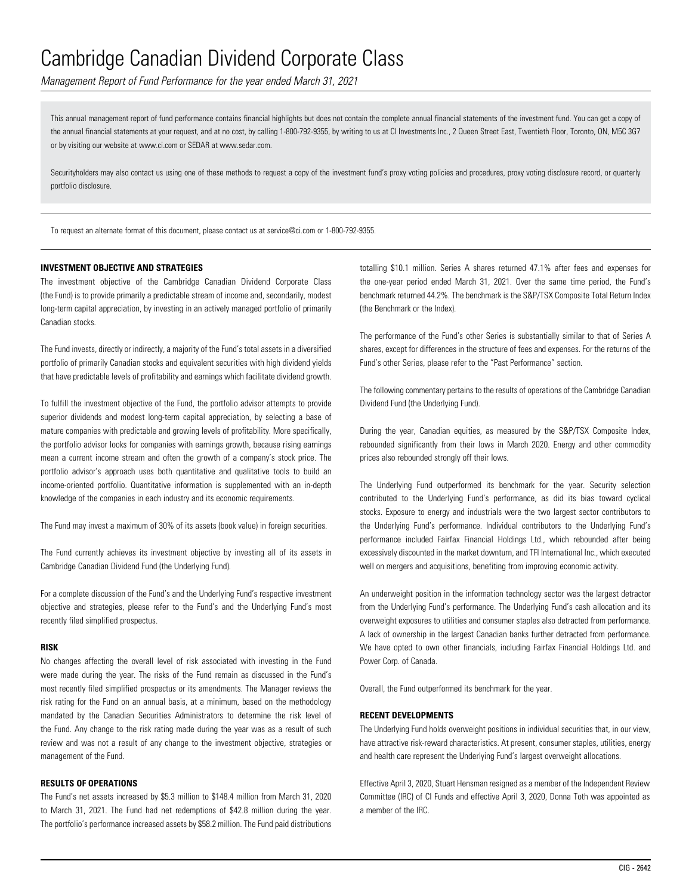# Cambridge Canadian Dividend Corporate Class

*Management Report of Fund Performance for the year ended March 31, 2021*

This annual management report of fund performance contains financial highlights but does not contain the complete annual financial statements of the investment fund. You can get a copy of the annual financial statements at your request, and at no cost, by calling 1-800-792-9355, by writing to us at CI Investments Inc., 2 Queen Street East, Twentieth Floor, Toronto, ON, M5C 3G7 or by visiting our website at www.ci.com or SEDAR at www.sedar.com.

Securityholders may also contact us using one of these methods to request a copy of the investment fund's proxy voting policies and procedures, proxy voting disclosure record, or quarterly portfolio disclosure.

To request an alternate format of this document, please contact us at service@ci.com or 1-800-792-9355.

## INVESTMENT OBJECTIVE AND STRATEGIES

The investment objective of the Cambridge Canadian Dividend Corporate Class (the Fund) is to provide primarily a predictable stream of income and, secondarily, modest long-term capital appreciation, by investing in an actively managed portfolio of primarily Canadian stocks.

The Fund invests, directly or indirectly, a majority of the Fund's total assets in a diversified portfolio of primarily Canadian stocks and equivalent securities with high dividend yields that have predictable levels of profitability and earnings which facilitate dividend growth.

To fulfill the investment objective of the Fund, the portfolio advisor attempts to provide superior dividends and modest long-term capital appreciation, by selecting a base of mature companies with predictable and growing levels of profitability. More specifically, the portfolio advisor looks for companies with earnings growth, because rising earnings mean a current income stream and often the growth of a company's stock price. The portfolio advisor's approach uses both quantitative and qualitative tools to build an income-oriented portfolio. Quantitative information is supplemented with an in-depth knowledge of the companies in each industry and its economic requirements.

The Fund may invest a maximum of 30% of its assets (book value) in foreign securities.

The Fund currently achieves its investment objective by investing all of its assets in Cambridge Canadian Dividend Fund (the Underlying Fund).

For a complete discussion of the Fund's and the Underlying Fund's respective investment objective and strategies, please refer to the Fund's and the Underlying Fund's most recently filed simplified prospectus.

## RISK

No changes affecting the overall level of risk associated with investing in the Fund were made during the year. The risks of the Fund remain as discussed in the Fund's most recently filed simplified prospectus or its amendments. The Manager reviews the risk rating for the Fund on an annual basis, at a minimum, based on the methodology mandated by the Canadian Securities Administrators to determine the risk level of the Fund. Any change to the risk rating made during the year was as a result of such review and was not a result of any change to the investment objective, strategies or management of the Fund.

## RESULTS OF OPERATIONS

The Fund's net assets increased by $5.3 million to $148.4 million from March 31, 2020 to March 31, 2021. The Fund had net redemptions of $42.8 million during the year. The portfolio's performance increased assets by $58.2 million. The Fund paid distributions totalling $10.1 million. Series A shares returned 47.1% after fees and expenses for the one-year period ended March 31, 2021. Over the same time period, the Fund's benchmark returned 44.2%. The benchmark is the S&P/TSX Composite Total Return Index (the Benchmark or the Index).

The performance of the Fund's other Series is substantially similar to that of Series A shares, except for differences in the structure of fees and expenses. For the returns of the Fund's other Series, please refer to the "Past Performance" section.

The following commentary pertains to the results of operations of the Cambridge Canadian Dividend Fund (the Underlying Fund).

During the year, Canadian equities, as measured by the S&P/TSX Composite Index, rebounded significantly from their lows in March 2020. Energy and other commodity prices also rebounded strongly off their lows.

The Underlying Fund outperformed its benchmark for the year. Security selection contributed to the Underlying Fund's performance, as did its bias toward cyclical stocks. Exposure to energy and industrials were the two largest sector contributors to the Underlying Fund's performance. Individual contributors to the Underlying Fund's performance included Fairfax Financial Holdings Ltd., which rebounded after being excessively discounted in the market downturn, and TFI International Inc., which executed well on mergers and acquisitions, benefiting from improving economic activity.

An underweight position in the information technology sector was the largest detractor from the Underlying Fund's performance. The Underlying Fund's cash allocation and its overweight exposures to utilities and consumer staples also detracted from performance. A lack of ownership in the largest Canadian banks further detracted from performance. We have opted to own other financials, including Fairfax Financial Holdings Ltd. and Power Corp. of Canada.

Overall, the Fund outperformed its benchmark for the year.

## RECENT DEVELOPMENTS

The Underlying Fund holds overweight positions in individual securities that, in our view, have attractive risk-reward characteristics. At present, consumer staples, utilities, energy and health care represent the Underlying Fund's largest overweight allocations.

Effective April 3, 2020, Stuart Hensman resigned as a member of the Independent Review Committee (IRC) of CI Funds and effective April 3, 2020, Donna Toth was appointed as a member of the IRC.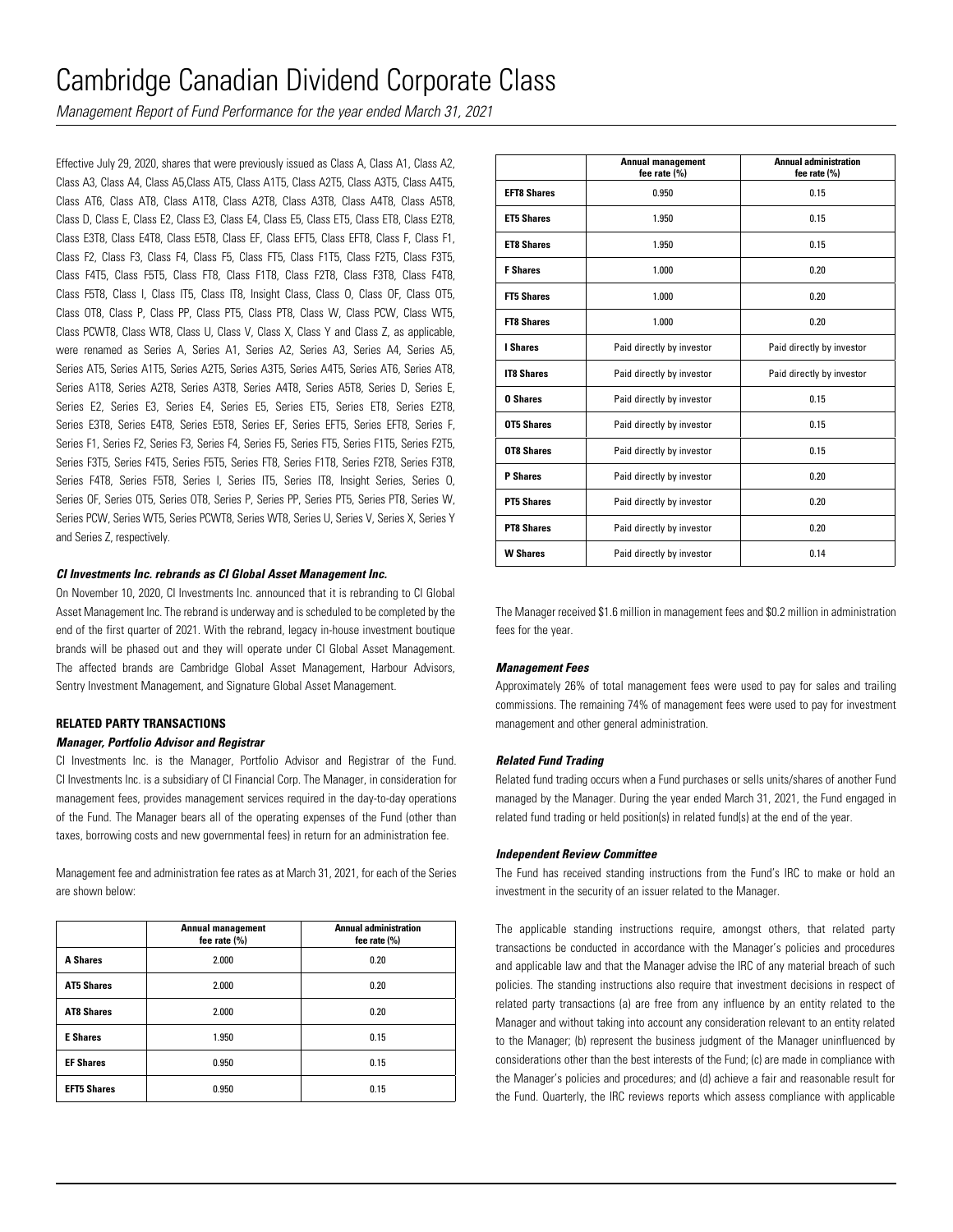Effective July 29, 2020, shares that were previously issued as Class A, Class A1, Class A2, Class A3, Class A4, Class A5,Class AT5, Class A1T5, Class A2T5, Class A3T5, Class A4T5, Class AT6, Class AT8, Class A1T8, Class A2T8, Class A3T8, Class A4T8, Class A5T8, Class D, Class E, Class E2, Class E3, Class E4, Class E5, Class ET5, Class ET8, Class E2T8, Class E3T8, Class E4T8, Class E5T8, Class EF, Class EFT5, Class EFT8, Class F, Class F1, Class F2, Class F3, Class F4, Class F5, Class FT5, Class F1T5, Class F2T5, Class F3T5, Class F4T5, Class F5T5, Class FT8, Class F1T8, Class F2T8, Class F3T8, Class F4T8, Class F5T8, Class I, Class IT5, Class IT8, Insight Class, Class O, Class OF, Class OT5, Class OT8, Class P, Class PP, Class PT5, Class PT8, Class W, Class PCW, Class WT5, Class PCWT8, Class WT8, Class U, Class V, Class X, Class Y and Class Z, as applicable, were renamed as Series A, Series A1, Series A2, Series A3, Series A4, Series A5, Series AT5, Series A1T5, Series A2T5, Series A3T5, Series A4T5, Series AT6, Series AT8, Series A1T8, Series A2T8, Series A3T8, Series A4T8, Series A5T8, Series D, Series E, Series E2, Series E3, Series E4, Series E5, Series ET5, Series ET8, Series E2T8, Series E3T8, Series E4T8, Series E5T8, Series EF, Series EFT5, Series EFT8, Series F, Series F1, Series F2, Series F3, Series F4, Series F5, Series FT5, Series F1T5, Series F2T5, Series F3T5, Series F4T5, Series F5T5, Series FT8, Series F1T8, Series F2T8, Series F3T8, Series F4T8, Series F5T8, Series I, Series IT5, Series IT8, Insight Series, Series O, Series OF, Series OT5, Series OT8, Series P, Series PP, Series PT5, Series PT8, Series W, Series PCW, Series WT5, Series PCWT8, Series WT8, Series U, Series V, Series X, Series Y and Series Z, respectively.

***CI Investments Inc. rebrands as CI Global Asset Management Inc.***

On November 10, 2020, CI Investments Inc. announced that it is rebranding to CI Global Asset Management Inc. The rebrand is underway and is scheduled to be completed by the end of the first quarter of 2021. With the rebrand, legacy in-house investment boutique brands will be phased out and they will operate under CI Global Asset Management. The affected brands are Cambridge Global Asset Management, Harbour Advisors, Sentry Investment Management, and Signature Global Asset Management.

## RELATED PARTY TRANSACTIONS

***Manager, Portfolio Advisor and Registrar***

CI Investments Inc. is the Manager, Portfolio Advisor and Registrar of the Fund. CI Investments Inc. is a subsidiary of CI Financial Corp. The Manager, in consideration for management fees, provides management services required in the day-to-day operations of the Fund. The Manager bears all of the operating expenses of the Fund (other than taxes, borrowing costs and new governmental fees) in return for an administration fee.

Management fee and administration fee rates as at March 31, 2021, for each of the Series are shown below:

| | Annual management fee rate (%) | Annual administration fee rate (%) |
|---|---|---|
| **A Shares** | 2.000 | 0.20 |
| **AT5 Shares** | 2.000 | 0.20 |
| **AT8 Shares** | 2.000 | 0.20 |
| **E Shares** | 1.950 | 0.15 |
| **EF Shares** | 0.950 | 0.15 |
| **EFT5 Shares** | 0.950 | 0.15 |
| **EFT8 Shares** | 0.950 | 0.15 |
| **ET5 Shares** | 1.950 | 0.15 |
| **ET8 Shares** | 1.950 | 0.15 |
| **F Shares** | 1.000 | 0.20 |
| **FT5 Shares** | 1.000 | 0.20 |
| **FT8 Shares** | 1.000 | 0.20 |
| **I Shares** | Paid directly by investor | Paid directly by investor |
| **IT8 Shares** | Paid directly by investor | Paid directly by investor |
| **O Shares** | Paid directly by investor | 0.15 |
| **OT5 Shares** | Paid directly by investor | 0.15 |
| **OT8 Shares** | Paid directly by investor | 0.15 |
| **P Shares** | Paid directly by investor | 0.20 |
| **PT5 Shares** | Paid directly by investor | 0.20 |
| **PT8 Shares** | Paid directly by investor | 0.20 |
| **W Shares** | Paid directly by investor | 0.14 |

The Manager received $1.6 million in management fees and $0.2 million in administration fees for the year.

***Management Fees***

Approximately 26% of total management fees were used to pay for sales and trailing commissions. The remaining 74% of management fees were used to pay for investment management and other general administration.

***Related Fund Trading***

Related fund trading occurs when a Fund purchases or sells units/shares of another Fund managed by the Manager. During the year ended March 31, 2021, the Fund engaged in related fund trading or held position(s) in related fund(s) at the end of the year.

***Independent Review Committee***

The Fund has received standing instructions from the Fund's IRC to make or hold an investment in the security of an issuer related to the Manager.

The applicable standing instructions require, amongst others, that related party transactions be conducted in accordance with the Manager's policies and procedures and applicable law and that the Manager advise the IRC of any material breach of such policies. The standing instructions also require that investment decisions in respect of related party transactions (a) are free from any influence by an entity related to the Manager and without taking into account any consideration relevant to an entity related to the Manager; (b) represent the business judgment of the Manager uninfluenced by considerations other than the best interests of the Fund; (c) are made in compliance with the Manager's policies and procedures; and (d) achieve a fair and reasonable result for the Fund. Quarterly, the IRC reviews reports which assess compliance with applicable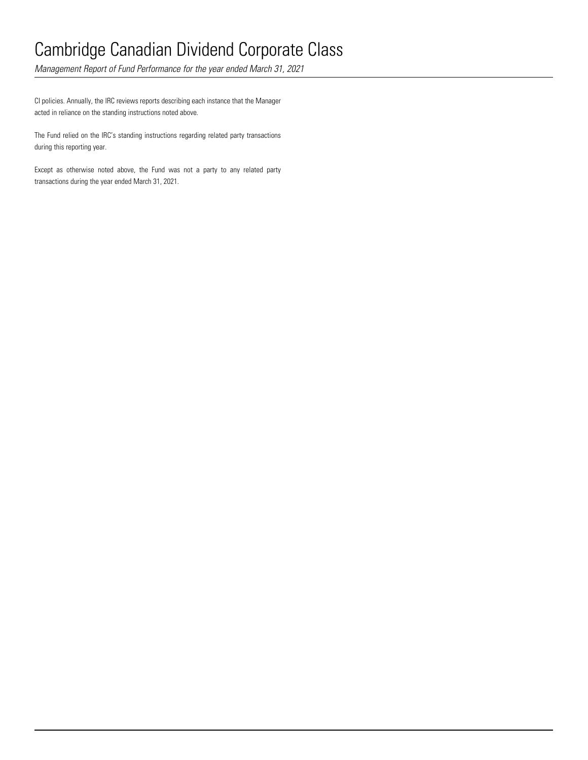CI policies. Annually, the IRC reviews reports describing each instance that the Manager acted in reliance on the standing instructions noted above.

The Fund relied on the IRC's standing instructions regarding related party transactions during this reporting year.

Except as otherwise noted above, the Fund was not a party to any related party transactions during the year ended March 31, 2021.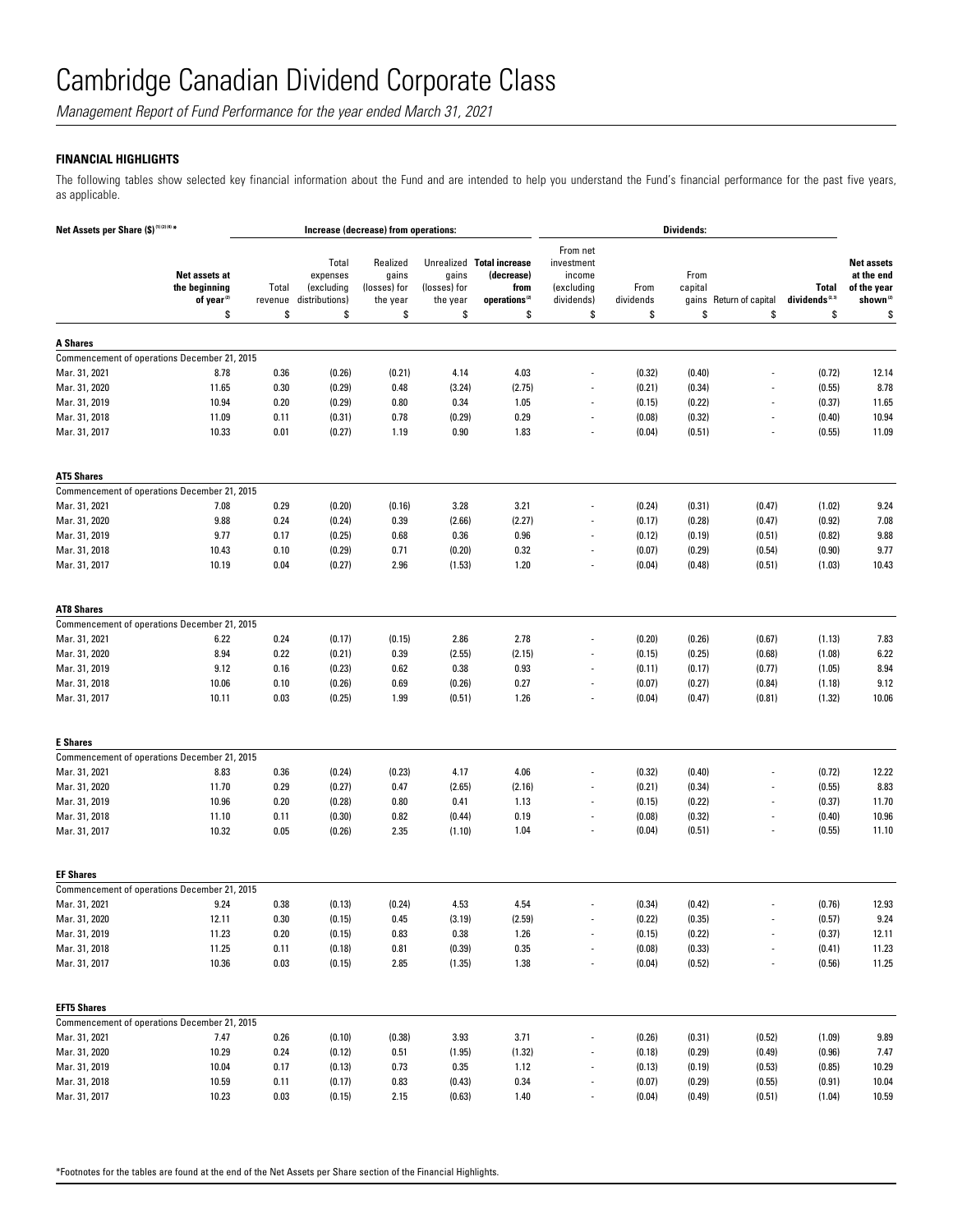# Cambridge Canadian Dividend Corporate Class

*Management Report of Fund Performance for the year ended March 31, 2021*

## FINANCIAL HIGHLIGHTS

The following tables show selected key financial information about the Fund and are intended to help you understand the Fund's financial performance for the past five years, as applicable.

| Net Assets per Share ($)[1][2][4]* | | Increase (decrease) from operations: | | | | | Dividends: | | | | | |
|---|---|---|---|---|---|---|---|---|---|---|---|---|
| | Net assets at the beginning of year[2] | Total revenue | Total expenses (excluding distributions) | Realized gains (losses) for the year | Unrealized gains (losses) for the year | Total increase (decrease) from operations[2] | From net investment income (excluding dividends) | From dividends | From capital gains | Return of capital | Total dividends[2,3] | Net assets at the end of the year shown[2] |
| | $ | $ | $ | $ | $ | $ | $ | $ | $ | $ | $ | $ |
| **A Shares** | | | | | | | | | | | | |
| Commencement of operations December 21, 2015 | | | | | | | | | | | | |
| Mar. 31, 2021 | 8.78 | 0.36 | (0.26) | (0.21) | 4.14 | 4.03 | - | (0.32) | (0.40) | - | (0.72) | 12.14 |
| Mar. 31, 2020 | 11.65 | 0.30 | (0.29) | 0.48 | (3.24) | (2.75) | - | (0.21) | (0.34) | - | (0.55) | 8.78 |
| Mar. 31, 2019 | 10.94 | 0.20 | (0.29) | 0.80 | 0.34 | 1.05 | - | (0.15) | (0.22) | - | (0.37) | 11.65 |
| Mar. 31, 2018 | 11.09 | 0.11 | (0.31) | 0.78 | (0.29) | 0.29 | - | (0.08) | (0.32) | - | (0.40) | 10.94 |
| Mar. 31, 2017 | 10.33 | 0.01 | (0.27) | 1.19 | 0.90 | 1.83 | - | (0.04) | (0.51) | - | (0.55) | 11.09 |
| **AT5 Shares** | | | | | | | | | | | | |
| Commencement of operations December 21, 2015 | | | | | | | | | | | | |
| Mar. 31, 2021 | 7.08 | 0.29 | (0.20) | (0.16) | 3.28 | 3.21 | - | (0.24) | (0.31) | (0.47) | (1.02) | 9.24 |
| Mar. 31, 2020 | 9.88 | 0.24 | (0.24) | 0.39 | (2.66) | (2.27) | - | (0.17) | (0.28) | (0.47) | (0.92) | 7.08 |
| Mar. 31, 2019 | 9.77 | 0.17 | (0.25) | 0.68 | 0.36 | 0.96 | - | (0.12) | (0.19) | (0.51) | (0.82) | 9.88 |
| Mar. 31, 2018 | 10.43 | 0.10 | (0.29) | 0.71 | (0.20) | 0.32 | - | (0.07) | (0.29) | (0.54) | (0.90) | 9.77 |
| Mar. 31, 2017 | 10.19 | 0.04 | (0.27) | 2.96 | (1.53) | 1.20 | - | (0.04) | (0.48) | (0.51) | (1.03) | 10.43 |
| **AT8 Shares** | | | | | | | | | | | | |
| Commencement of operations December 21, 2015 | | | | | | | | | | | | |
| Mar. 31, 2021 | 6.22 | 0.24 | (0.17) | (0.15) | 2.86 | 2.78 | - | (0.20) | (0.26) | (0.67) | (1.13) | 7.83 |
| Mar. 31, 2020 | 8.94 | 0.22 | (0.21) | 0.39 | (2.55) | (2.15) | - | (0.15) | (0.25) | (0.68) | (1.08) | 6.22 |
| Mar. 31, 2019 | 9.12 | 0.16 | (0.23) | 0.62 | 0.38 | 0.93 | - | (0.11) | (0.17) | (0.77) | (1.05) | 8.94 |
| Mar. 31, 2018 | 10.06 | 0.10 | (0.26) | 0.69 | (0.26) | 0.27 | - | (0.07) | (0.27) | (0.84) | (1.18) | 9.12 |
| Mar. 31, 2017 | 10.11 | 0.03 | (0.25) | 1.99 | (0.51) | 1.26 | - | (0.04) | (0.47) | (0.81) | (1.32) | 10.06 |
| **E Shares** | | | | | | | | | | | | |
| Commencement of operations December 21, 2015 | | | | | | | | | | | | |
| Mar. 31, 2021 | 8.83 | 0.36 | (0.24) | (0.23) | 4.17 | 4.06 | - | (0.32) | (0.40) | - | (0.72) | 12.22 |
| Mar. 31, 2020 | 11.70 | 0.29 | (0.27) | 0.47 | (2.65) | (2.16) | - | (0.21) | (0.34) | - | (0.55) | 8.83 |
| Mar. 31, 2019 | 10.96 | 0.20 | (0.28) | 0.80 | 0.41 | 1.13 | - | (0.15) | (0.22) | - | (0.37) | 11.70 |
| Mar. 31, 2018 | 11.10 | 0.11 | (0.30) | 0.82 | (0.44) | 0.19 | - | (0.08) | (0.32) | - | (0.40) | 10.96 |
| Mar. 31, 2017 | 10.32 | 0.05 | (0.26) | 2.35 | (1.10) | 1.04 | - | (0.04) | (0.51) | - | (0.55) | 11.10 |
| **EF Shares** | | | | | | | | | | | | |
| Commencement of operations December 21, 2015 | | | | | | | | | | | | |
| Mar. 31, 2021 | 9.24 | 0.38 | (0.13) | (0.24) | 4.53 | 4.54 | - | (0.34) | (0.42) | - | (0.76) | 12.93 |
| Mar. 31, 2020 | 12.11 | 0.30 | (0.15) | 0.45 | (3.19) | (2.59) | - | (0.22) | (0.35) | - | (0.57) | 9.24 |
| Mar. 31, 2019 | 11.23 | 0.20 | (0.15) | 0.83 | 0.38 | 1.26 | - | (0.15) | (0.22) | - | (0.37) | 12.11 |
| Mar. 31, 2018 | 11.25 | 0.11 | (0.18) | 0.81 | (0.39) | 0.35 | - | (0.08) | (0.33) | - | (0.41) | 11.23 |
| Mar. 31, 2017 | 10.36 | 0.03 | (0.15) | 2.85 | (1.35) | 1.38 | - | (0.04) | (0.52) | - | (0.56) | 11.25 |
| **EFT5 Shares** | | | | | | | | | | | | |
| Commencement of operations December 21, 2015 | | | | | | | | | | | | |
| Mar. 31, 2021 | 7.47 | 0.26 | (0.10) | (0.38) | 3.93 | 3.71 | - | (0.26) | (0.31) | (0.52) | (1.09) | 9.89 |
| Mar. 31, 2020 | 10.29 | 0.24 | (0.12) | 0.51 | (1.95) | (1.32) | - | (0.18) | (0.29) | (0.49) | (0.96) | 7.47 |
| Mar. 31, 2019 | 10.04 | 0.17 | (0.13) | 0.73 | 0.35 | 1.12 | - | (0.13) | (0.19) | (0.53) | (0.85) | 10.29 |
| Mar. 31, 2018 | 10.59 | 0.11 | (0.17) | 0.83 | (0.43) | 0.34 | - | (0.07) | (0.29) | (0.55) | (0.91) | 10.04 |
| Mar. 31, 2017 | 10.23 | 0.03 | (0.15) | 2.15 | (0.63) | 1.40 | - | (0.04) | (0.49) | (0.51) | (1.04) | 10.59 |

*Footnotes for the tables are found at the end of the Net Assets per Share section of the Financial Highlights.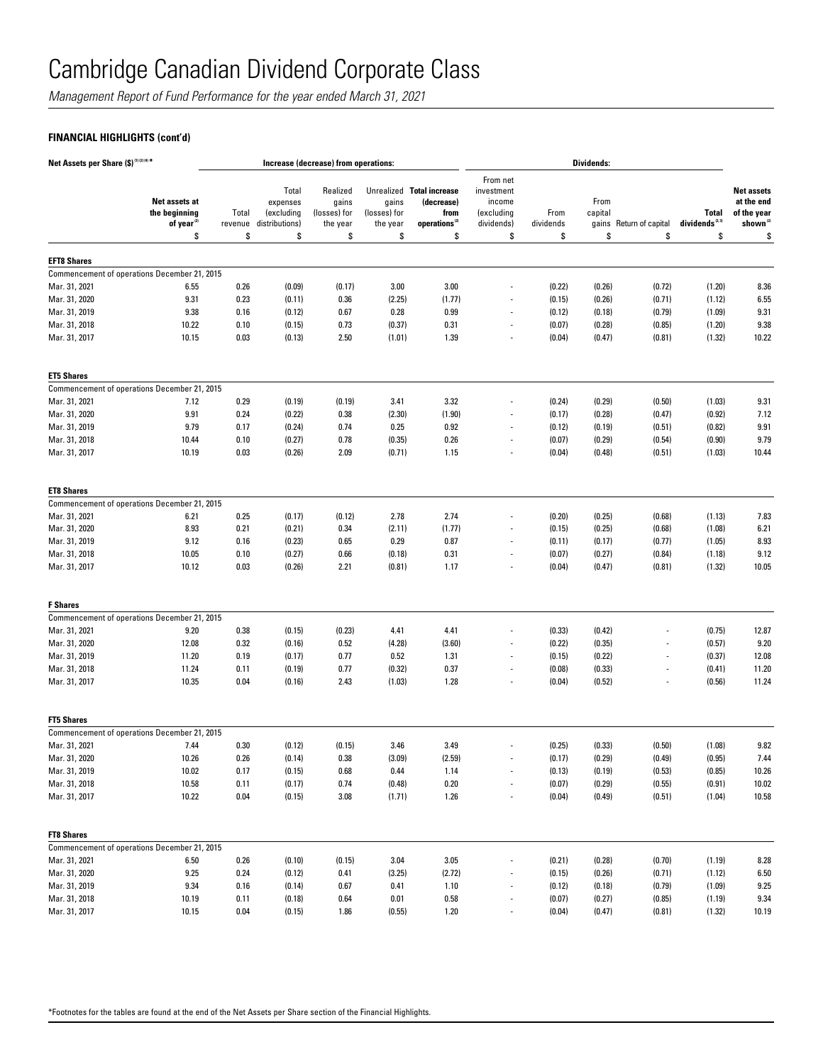# Cambridge Canadian Dividend Corporate Class

*Management Report of Fund Performance for the year ended March 31, 2021*

### FINANCIAL HIGHLIGHTS (cont'd)

| Net Assets per Share ($)[1][2][4]* | | Increase (decrease) from operations: | | | | | Dividends: | | | | | |
|---|---|---|---|---|---|---|---|---|---|---|---|---|
| | Net assets at the beginning of year[2] | Total revenue | Total expenses (excluding distributions) | Realized gains (losses) for the year | Unrealized gains (losses) for the year | Total increase (decrease) from operations[2] | From net investment income (excluding dividends) | From dividends | From capital gains | Return of capital | Total dividends[2,3] | Net assets at the end of the year shown[2] |
| | $ | $ | $ | $ | $ | $ | $ | $ | $ | $ | $ | $ |
| **EFT8 Shares** | | | | | | | | | | | | |
| Commencement of operations December 21, 2015 | | | | | | | | | | | | |
| Mar. 31, 2021 | 6.55 | 0.26 | (0.09) | (0.17) | 3.00 | 3.00 | - | (0.22) | (0.26) | (0.72) | (1.20) | 8.36 |
| Mar. 31, 2020 | 9.31 | 0.23 | (0.11) | 0.36 | (2.25) | (1.77) | - | (0.15) | (0.26) | (0.71) | (1.12) | 6.55 |
| Mar. 31, 2019 | 9.38 | 0.16 | (0.12) | 0.67 | 0.28 | 0.99 | - | (0.12) | (0.18) | (0.79) | (1.09) | 9.31 |
| Mar. 31, 2018 | 10.22 | 0.10 | (0.15) | 0.73 | (0.37) | 0.31 | - | (0.07) | (0.28) | (0.85) | (1.20) | 9.38 |
| Mar. 31, 2017 | 10.15 | 0.03 | (0.13) | 2.50 | (1.01) | 1.39 | - | (0.04) | (0.47) | (0.81) | (1.32) | 10.22 |
| **ET5 Shares** | | | | | | | | | | | | |
| Commencement of operations December 21, 2015 | | | | | | | | | | | | |
| Mar. 31, 2021 | 7.12 | 0.29 | (0.19) | (0.19) | 3.41 | 3.32 | - | (0.24) | (0.29) | (0.50) | (1.03) | 9.31 |
| Mar. 31, 2020 | 9.91 | 0.24 | (0.22) | 0.38 | (2.30) | (1.90) | - | (0.17) | (0.28) | (0.47) | (0.92) | 7.12 |
| Mar. 31, 2019 | 9.79 | 0.17 | (0.24) | 0.74 | 0.25 | 0.92 | - | (0.12) | (0.19) | (0.51) | (0.82) | 9.91 |
| Mar. 31, 2018 | 10.44 | 0.10 | (0.27) | 0.78 | (0.35) | 0.26 | - | (0.07) | (0.29) | (0.54) | (0.90) | 9.79 |
| Mar. 31, 2017 | 10.19 | 0.03 | (0.26) | 2.09 | (0.71) | 1.15 | - | (0.04) | (0.48) | (0.51) | (1.03) | 10.44 |
| **ET8 Shares** | | | | | | | | | | | | |
| Commencement of operations December 21, 2015 | | | | | | | | | | | | |
| Mar. 31, 2021 | 6.21 | 0.25 | (0.17) | (0.12) | 2.78 | 2.74 | - | (0.20) | (0.25) | (0.68) | (1.13) | 7.83 |
| Mar. 31, 2020 | 8.93 | 0.21 | (0.21) | 0.34 | (2.11) | (1.77) | - | (0.15) | (0.25) | (0.68) | (1.08) | 6.21 |
| Mar. 31, 2019 | 9.12 | 0.16 | (0.23) | 0.65 | 0.29 | 0.87 | - | (0.11) | (0.17) | (0.77) | (1.05) | 8.93 |
| Mar. 31, 2018 | 10.05 | 0.10 | (0.27) | 0.66 | (0.18) | 0.31 | - | (0.07) | (0.27) | (0.84) | (1.18) | 9.12 |
| Mar. 31, 2017 | 10.12 | 0.03 | (0.26) | 2.21 | (0.81) | 1.17 | - | (0.04) | (0.47) | (0.81) | (1.32) | 10.05 |
| **F Shares** | | | | | | | | | | | | |
| Commencement of operations December 21, 2015 | | | | | | | | | | | | |
| Mar. 31, 2021 | 9.20 | 0.38 | (0.15) | (0.23) | 4.41 | 4.41 | - | (0.33) | (0.42) | - | (0.75) | 12.87 |
| Mar. 31, 2020 | 12.08 | 0.32 | (0.16) | 0.52 | (4.28) | (3.60) | - | (0.22) | (0.35) | - | (0.57) | 9.20 |
| Mar. 31, 2019 | 11.20 | 0.19 | (0.17) | 0.77 | 0.52 | 1.31 | - | (0.15) | (0.22) | - | (0.37) | 12.08 |
| Mar. 31, 2018 | 11.24 | 0.11 | (0.19) | 0.77 | (0.32) | 0.37 | - | (0.08) | (0.33) | - | (0.41) | 11.20 |
| Mar. 31, 2017 | 10.35 | 0.04 | (0.16) | 2.43 | (1.03) | 1.28 | - | (0.04) | (0.52) | - | (0.56) | 11.24 |
| **FT5 Shares** | | | | | | | | | | | | |
| Commencement of operations December 21, 2015 | | | | | | | | | | | | |
| Mar. 31, 2021 | 7.44 | 0.30 | (0.12) | (0.15) | 3.46 | 3.49 | - | (0.25) | (0.33) | (0.50) | (1.08) | 9.82 |
| Mar. 31, 2020 | 10.26 | 0.26 | (0.14) | 0.38 | (3.09) | (2.59) | - | (0.17) | (0.29) | (0.49) | (0.95) | 7.44 |
| Mar. 31, 2019 | 10.02 | 0.17 | (0.15) | 0.68 | 0.44 | 1.14 | - | (0.13) | (0.19) | (0.53) | (0.85) | 10.26 |
| Mar. 31, 2018 | 10.58 | 0.11 | (0.17) | 0.74 | (0.48) | 0.20 | - | (0.07) | (0.29) | (0.55) | (0.91) | 10.02 |
| Mar. 31, 2017 | 10.22 | 0.04 | (0.15) | 3.08 | (1.71) | 1.26 | - | (0.04) | (0.49) | (0.51) | (1.04) | 10.58 |
| **FT8 Shares** | | | | | | | | | | | | |
| Commencement of operations December 21, 2015 | | | | | | | | | | | | |
| Mar. 31, 2021 | 6.50 | 0.26 | (0.10) | (0.15) | 3.04 | 3.05 | - | (0.21) | (0.28) | (0.70) | (1.19) | 8.28 |
| Mar. 31, 2020 | 9.25 | 0.24 | (0.12) | 0.41 | (3.25) | (2.72) | - | (0.15) | (0.26) | (0.71) | (1.12) | 6.50 |
| Mar. 31, 2019 | 9.34 | 0.16 | (0.14) | 0.67 | 0.41 | 1.10 | - | (0.12) | (0.18) | (0.79) | (1.09) | 9.25 |
| Mar. 31, 2018 | 10.19 | 0.11 | (0.18) | 0.64 | 0.01 | 0.58 | - | (0.07) | (0.27) | (0.85) | (1.19) | 9.34 |
| Mar. 31, 2017 | 10.15 | 0.04 | (0.15) | 1.86 | (0.55) | 1.20 | - | (0.04) | (0.47) | (0.81) | (1.32) | 10.19 |

*Footnotes for the tables are found at the end of the Net Assets per Share section of the Financial Highlights.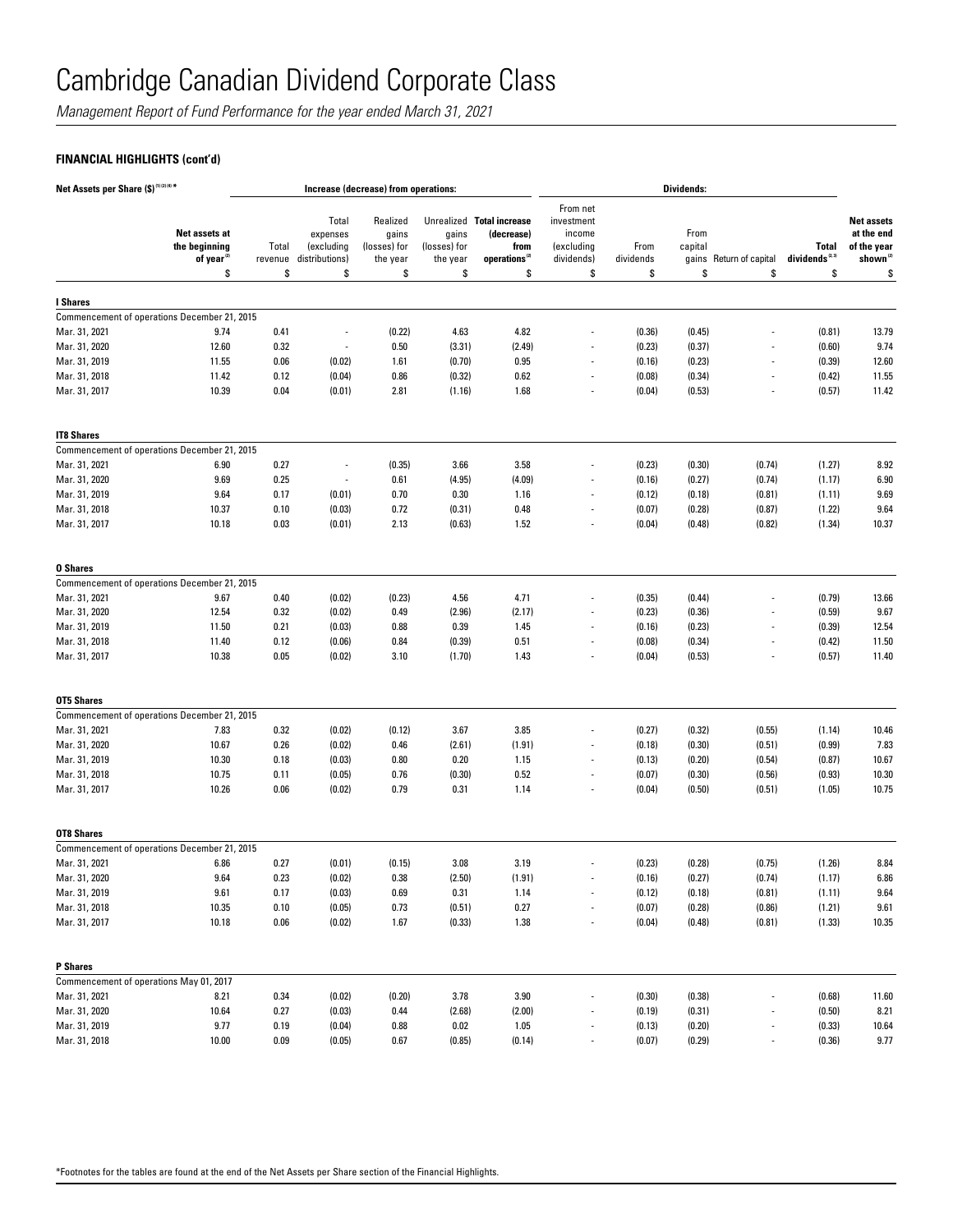# Cambridge Canadian Dividend Corporate Class

*Management Report of Fund Performance for the year ended March 31, 2021*

### FINANCIAL HIGHLIGHTS (cont'd)

| Net Assets per Share ($)[1][2][4]* | | Increase (decrease) from operations: | | | | | Dividends: | | | | | |
|---|---|---|---|---|---|---|---|---|---|---|---|---|
| | Net assets at the beginning of year[2] | Total revenue | Total expenses (excluding distributions) | Realized gains (losses) for the year | Unrealized gains (losses) for the year | Total increase (decrease) from operations[2] | From net investment income (excluding dividends) | From dividends | From capital gains | Return of capital | Total dividends[2,3] | Net assets at the end of the year shown[2] |
| | $ | $ | $ | $ | $ | $ | $ | $ | $ | $ | $ | $ |
| **I Shares** | | | | | | | | | | | | |
| Commencement of operations December 21, 2015 | | | | | | | | | | | | |
| Mar. 31, 2021 | 9.74 | 0.41 | - | (0.22) | 4.63 | 4.82 | - | (0.36) | (0.45) | - | (0.81) | 13.79 |
| Mar. 31, 2020 | 12.60 | 0.32 | - | 0.50 | (3.31) | (2.49) | - | (0.23) | (0.37) | - | (0.60) | 9.74 |
| Mar. 31, 2019 | 11.55 | 0.06 | (0.02) | 1.61 | (0.70) | 0.95 | - | (0.16) | (0.23) | - | (0.39) | 12.60 |
| Mar. 31, 2018 | 11.42 | 0.12 | (0.04) | 0.86 | (0.32) | 0.62 | - | (0.08) | (0.34) | - | (0.42) | 11.55 |
| Mar. 31, 2017 | 10.39 | 0.04 | (0.01) | 2.81 | (1.16) | 1.68 | - | (0.04) | (0.53) | - | (0.57) | 11.42 |
| **IT8 Shares** | | | | | | | | | | | | |
| Commencement of operations December 21, 2015 | | | | | | | | | | | | |
| Mar. 31, 2021 | 6.90 | 0.27 | - | (0.35) | 3.66 | 3.58 | - | (0.23) | (0.30) | (0.74) | (1.27) | 8.92 |
| Mar. 31, 2020 | 9.69 | 0.25 | - | 0.61 | (4.95) | (4.09) | - | (0.16) | (0.27) | (0.74) | (1.17) | 6.90 |
| Mar. 31, 2019 | 9.64 | 0.17 | (0.01) | 0.70 | 0.30 | 1.16 | - | (0.12) | (0.18) | (0.81) | (1.11) | 9.69 |
| Mar. 31, 2018 | 10.37 | 0.10 | (0.03) | 0.72 | (0.31) | 0.48 | - | (0.07) | (0.28) | (0.87) | (1.22) | 9.64 |
| Mar. 31, 2017 | 10.18 | 0.03 | (0.01) | 2.13 | (0.63) | 1.52 | - | (0.04) | (0.48) | (0.82) | (1.34) | 10.37 |
| **O Shares** | | | | | | | | | | | | |
| Commencement of operations December 21, 2015 | | | | | | | | | | | | |
| Mar. 31, 2021 | 9.67 | 0.40 | (0.02) | (0.23) | 4.56 | 4.71 | - | (0.35) | (0.44) | - | (0.79) | 13.66 |
| Mar. 31, 2020 | 12.54 | 0.32 | (0.02) | 0.49 | (2.96) | (2.17) | - | (0.23) | (0.36) | - | (0.59) | 9.67 |
| Mar. 31, 2019 | 11.50 | 0.21 | (0.03) | 0.88 | 0.39 | 1.45 | - | (0.16) | (0.23) | - | (0.39) | 12.54 |
| Mar. 31, 2018 | 11.40 | 0.12 | (0.06) | 0.84 | (0.39) | 0.51 | - | (0.08) | (0.34) | - | (0.42) | 11.50 |
| Mar. 31, 2017 | 10.38 | 0.05 | (0.02) | 3.10 | (1.70) | 1.43 | - | (0.04) | (0.53) | - | (0.57) | 11.40 |
| **OT5 Shares** | | | | | | | | | | | | |
| Commencement of operations December 21, 2015 | | | | | | | | | | | | |
| Mar. 31, 2021 | 7.83 | 0.32 | (0.02) | (0.12) | 3.67 | 3.85 | - | (0.27) | (0.32) | (0.55) | (1.14) | 10.46 |
| Mar. 31, 2020 | 10.67 | 0.26 | (0.02) | 0.46 | (2.61) | (1.91) | - | (0.18) | (0.30) | (0.51) | (0.99) | 7.83 |
| Mar. 31, 2019 | 10.30 | 0.18 | (0.03) | 0.80 | 0.20 | 1.15 | - | (0.13) | (0.20) | (0.54) | (0.87) | 10.67 |
| Mar. 31, 2018 | 10.75 | 0.11 | (0.05) | 0.76 | (0.30) | 0.52 | - | (0.07) | (0.30) | (0.56) | (0.93) | 10.30 |
| Mar. 31, 2017 | 10.26 | 0.06 | (0.02) | 0.79 | 0.31 | 1.14 | - | (0.04) | (0.50) | (0.51) | (1.05) | 10.75 |
| **OT8 Shares** | | | | | | | | | | | | |
| Commencement of operations December 21, 2015 | | | | | | | | | | | | |
| Mar. 31, 2021 | 6.86 | 0.27 | (0.01) | (0.15) | 3.08 | 3.19 | - | (0.23) | (0.28) | (0.75) | (1.26) | 8.84 |
| Mar. 31, 2020 | 9.64 | 0.23 | (0.02) | 0.38 | (2.50) | (1.91) | - | (0.16) | (0.27) | (0.74) | (1.17) | 6.86 |
| Mar. 31, 2019 | 9.61 | 0.17 | (0.03) | 0.69 | 0.31 | 1.14 | - | (0.12) | (0.18) | (0.81) | (1.11) | 9.64 |
| Mar. 31, 2018 | 10.35 | 0.10 | (0.05) | 0.73 | (0.51) | 0.27 | - | (0.07) | (0.28) | (0.86) | (1.21) | 9.61 |
| Mar. 31, 2017 | 10.18 | 0.06 | (0.02) | 1.67 | (0.33) | 1.38 | - | (0.04) | (0.48) | (0.81) | (1.33) | 10.35 |
| **P Shares** | | | | | | | | | | | | |
| Commencement of operations May 01, 2017 | | | | | | | | | | | | |
| Mar. 31, 2021 | 8.21 | 0.34 | (0.02) | (0.20) | 3.78 | 3.90 | - | (0.30) | (0.38) | - | (0.68) | 11.60 |
| Mar. 31, 2020 | 10.64 | 0.27 | (0.03) | 0.44 | (2.68) | (2.00) | - | (0.19) | (0.31) | - | (0.50) | 8.21 |
| Mar. 31, 2019 | 9.77 | 0.19 | (0.04) | 0.88 | 0.02 | 1.05 | - | (0.13) | (0.20) | - | (0.33) | 10.64 |
| Mar. 31, 2018 | 10.00 | 0.09 | (0.05) | 0.67 | (0.85) | (0.14) | - | (0.07) | (0.29) | - | (0.36) | 9.77 |

*Footnotes for the tables are found at the end of the Net Assets per Share section of the Financial Highlights.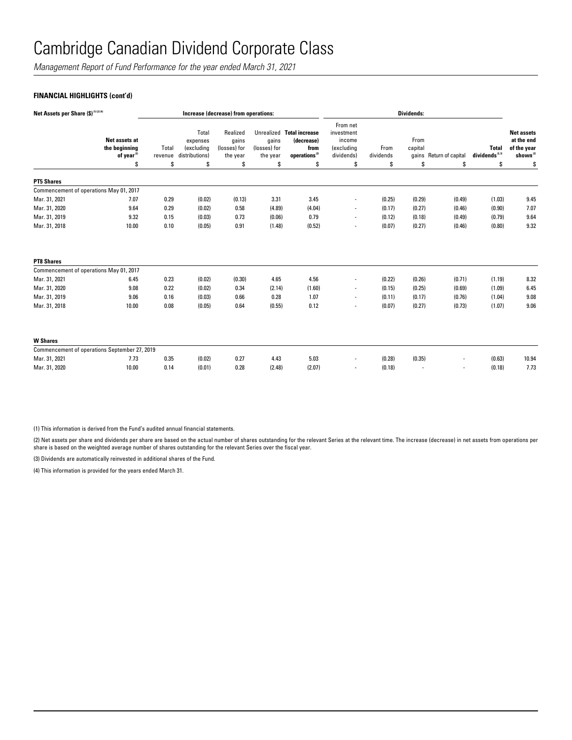# Cambridge Canadian Dividend Corporate Class

*Management Report of Fund Performance for the year ended March 31, 2021*

**FINANCIAL HIGHLIGHTS (cont'd)**

| Net Assets per Share ($) [1][3][4] | | Increase (decrease) from operations: | | | | | Dividends: | | | | | |
|---|---|---|---|---|---|---|---|---|---|---|---|---|
| | Net assets at the beginning of year[2] | Total revenue | Total expenses (excluding distributions) | Realized gains (losses) for the year | Unrealized gains (losses) for the year | Total increase (decrease) from operations[2] | From net investment income (excluding dividends) | From dividends | From capital gains | Return of capital | Total dividends[2,3] | Net assets at the end of the year shown[2] |
| | $ | $ | $ | $ | $ | $ | $ | $ | $ | $ | $ | $ |
| **PT5 Shares** | | | | | | | | | | | | |
| Commencement of operations May 01, 2017 | | | | | | | | | | | | |
| Mar. 31, 2021 | 7.07 | 0.29 | (0.02) | (0.13) | 3.31 | 3.45 | - | (0.25) | (0.29) | (0.49) | (1.03) | 9.45 |
| Mar. 31, 2020 | 9.64 | 0.29 | (0.02) | 0.58 | (4.89) | (4.04) | - | (0.17) | (0.27) | (0.46) | (0.90) | 7.07 |
| Mar. 31, 2019 | 9.32 | 0.15 | (0.03) | 0.73 | (0.06) | 0.79 | - | (0.12) | (0.18) | (0.49) | (0.79) | 9.64 |
| Mar. 31, 2018 | 10.00 | 0.10 | (0.05) | 0.91 | (1.48) | (0.52) | - | (0.07) | (0.27) | (0.46) | (0.80) | 9.32 |
| **PT8 Shares** | | | | | | | | | | | | |
| Commencement of operations May 01, 2017 | | | | | | | | | | | | |
| Mar. 31, 2021 | 6.45 | 0.23 | (0.02) | (0.30) | 4.65 | 4.56 | - | (0.22) | (0.26) | (0.71) | (1.19) | 8.32 |
| Mar. 31, 2020 | 9.08 | 0.22 | (0.02) | 0.34 | (2.14) | (1.60) | - | (0.15) | (0.25) | (0.69) | (1.09) | 6.45 |
| Mar. 31, 2019 | 9.06 | 0.16 | (0.03) | 0.66 | 0.28 | 1.07 | - | (0.11) | (0.17) | (0.76) | (1.04) | 9.08 |
| Mar. 31, 2018 | 10.00 | 0.08 | (0.05) | 0.64 | (0.55) | 0.12 | - | (0.07) | (0.27) | (0.73) | (1.07) | 9.06 |
| **W Shares** | | | | | | | | | | | | |
| Commencement of operations September 27, 2019 | | | | | | | | | | | | |
| Mar. 31, 2021 | 7.73 | 0.35 | (0.02) | 0.27 | 4.43 | 5.03 | - | (0.28) | (0.35) | - | (0.63) | 10.94 |
| Mar. 31, 2020 | 10.00 | 0.14 | (0.01) | 0.28 | (2.48) | (2.07) | - | (0.18) | - | - | (0.18) | 7.73 |

(1) This information is derived from the Fund's audited annual financial statements.

(2) Net assets per share and dividends per share are based on the actual number of shares outstanding for the relevant Series at the relevant time. The increase (decrease) in net assets from operations per share is based on the weighted average number of shares outstanding for the relevant Series over the fiscal year.

(3) Dividends are automatically reinvested in additional shares of the Fund.

(4) This information is provided for the years ended March 31.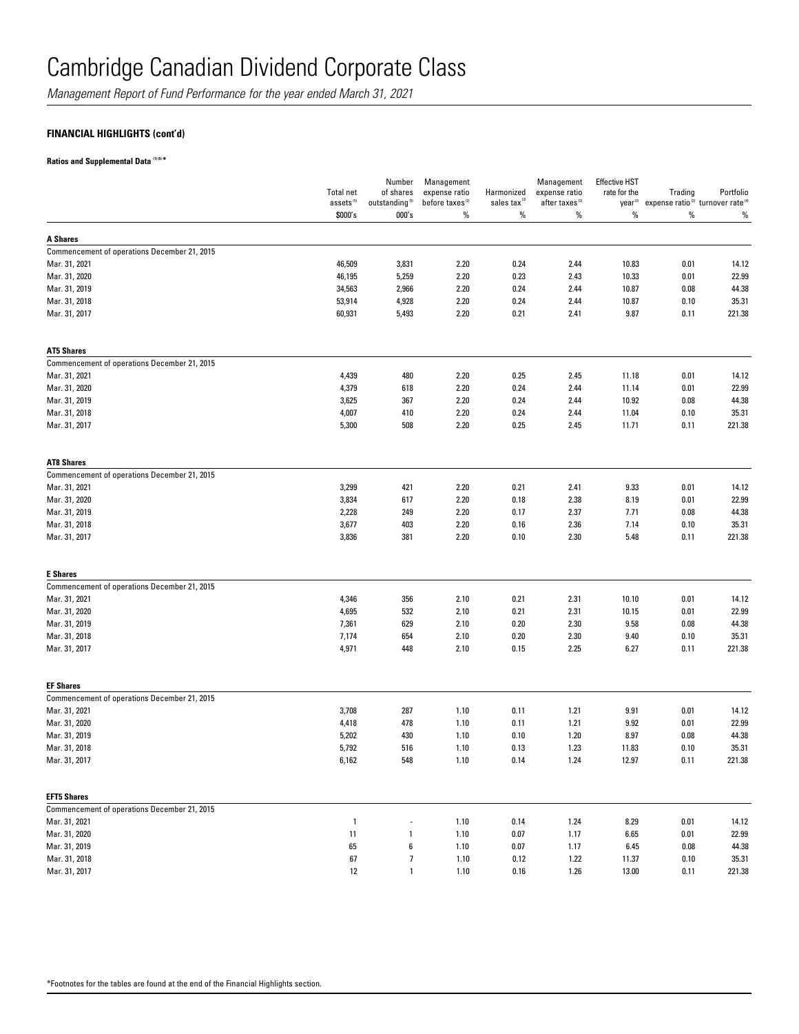# Cambridge Canadian Dividend Corporate Class

*Management Report of Fund Performance for the year ended March 31, 2021*

## FINANCIAL HIGHLIGHTS (cont'd)

**Ratios and Supplemental Data [1][5] ***

| | Total net assets[5] | Number of shares outstanding[5] | Management expense ratio before taxes[2] | Harmonized sales tax[2] | Management expense ratio after taxes[2] | Effective HST rate for the year[2] | Trading expense ratio[3] | Portfolio turnover rate[4] |
|---|---|---|---|---|---|---|---|---|
| | $000's | 000's | % | % | % | % | % | % |
| **A Shares** | | | | | | | | |
| Commencement of operations December 21, 2015 | | | | | | | | |
| Mar. 31, 2021 | 46,509 | 3,831 | 2.20 | 0.24 | 2.44 | 10.83 | 0.01 | 14.12 |
| Mar. 31, 2020 | 46,195 | 5,259 | 2.20 | 0.23 | 2.43 | 10.33 | 0.01 | 22.99 |
| Mar. 31, 2019 | 34,563 | 2,966 | 2.20 | 0.24 | 2.44 | 10.87 | 0.08 | 44.38 |
| Mar. 31, 2018 | 53,914 | 4,928 | 2.20 | 0.24 | 2.44 | 10.87 | 0.10 | 35.31 |
| Mar. 31, 2017 | 60,931 | 5,493 | 2.20 | 0.21 | 2.41 | 9.87 | 0.11 | 221.38 |
| **AT5 Shares** | | | | | | | | |
| Commencement of operations December 21, 2015 | | | | | | | | |
| Mar. 31, 2021 | 4,439 | 480 | 2.20 | 0.25 | 2.45 | 11.18 | 0.01 | 14.12 |
| Mar. 31, 2020 | 4,379 | 618 | 2.20 | 0.24 | 2.44 | 11.14 | 0.01 | 22.99 |
| Mar. 31, 2019 | 3,625 | 367 | 2.20 | 0.24 | 2.44 | 10.92 | 0.08 | 44.38 |
| Mar. 31, 2018 | 4,007 | 410 | 2.20 | 0.24 | 2.44 | 11.04 | 0.10 | 35.31 |
| Mar. 31, 2017 | 5,300 | 508 | 2.20 | 0.25 | 2.45 | 11.71 | 0.11 | 221.38 |
| **AT8 Shares** | | | | | | | | |
| Commencement of operations December 21, 2015 | | | | | | | | |
| Mar. 31, 2021 | 3,299 | 421 | 2.20 | 0.21 | 2.41 | 9.33 | 0.01 | 14.12 |
| Mar. 31, 2020 | 3,834 | 617 | 2.20 | 0.18 | 2.38 | 8.19 | 0.01 | 22.99 |
| Mar. 31, 2019 | 2,228 | 249 | 2.20 | 0.17 | 2.37 | 7.71 | 0.08 | 44.38 |
| Mar. 31, 2018 | 3,677 | 403 | 2.20 | 0.16 | 2.36 | 7.14 | 0.10 | 35.31 |
| Mar. 31, 2017 | 3,836 | 381 | 2.20 | 0.10 | 2.30 | 5.48 | 0.11 | 221.38 |
| **E Shares** | | | | | | | | |
| Commencement of operations December 21, 2015 | | | | | | | | |
| Mar. 31, 2021 | 4,346 | 356 | 2.10 | 0.21 | 2.31 | 10.10 | 0.01 | 14.12 |
| Mar. 31, 2020 | 4,695 | 532 | 2.10 | 0.21 | 2.31 | 10.15 | 0.01 | 22.99 |
| Mar. 31, 2019 | 7,361 | 629 | 2.10 | 0.20 | 2.30 | 9.58 | 0.08 | 44.38 |
| Mar. 31, 2018 | 7,174 | 654 | 2.10 | 0.20 | 2.30 | 9.40 | 0.10 | 35.31 |
| Mar. 31, 2017 | 4,971 | 448 | 2.10 | 0.15 | 2.25 | 6.27 | 0.11 | 221.38 |
| **EF Shares** | | | | | | | | |
| Commencement of operations December 21, 2015 | | | | | | | | |
| Mar. 31, 2021 | 3,708 | 287 | 1.10 | 0.11 | 1.21 | 9.91 | 0.01 | 14.12 |
| Mar. 31, 2020 | 4,418 | 478 | 1.10 | 0.11 | 1.21 | 9.92 | 0.01 | 22.99 |
| Mar. 31, 2019 | 5,202 | 430 | 1.10 | 0.10 | 1.20 | 8.97 | 0.08 | 44.38 |
| Mar. 31, 2018 | 5,792 | 516 | 1.10 | 0.13 | 1.23 | 11.83 | 0.10 | 35.31 |
| Mar. 31, 2017 | 6,162 | 548 | 1.10 | 0.14 | 1.24 | 12.97 | 0.11 | 221.38 |
| **EFT5 Shares** | | | | | | | | |
| Commencement of operations December 21, 2015 | | | | | | | | |
| Mar. 31, 2021 | 1 | - | 1.10 | 0.14 | 1.24 | 8.29 | 0.01 | 14.12 |
| Mar. 31, 2020 | 11 | 1 | 1.10 | 0.07 | 1.17 | 6.65 | 0.01 | 22.99 |
| Mar. 31, 2019 | 65 | 6 | 1.10 | 0.07 | 1.17 | 6.45 | 0.08 | 44.38 |
| Mar. 31, 2018 | 67 | 7 | 1.10 | 0.12 | 1.22 | 11.37 | 0.10 | 35.31 |
| Mar. 31, 2017 | 12 | 1 | 1.10 | 0.16 | 1.26 | 13.00 | 0.11 | 221.38 |

*Footnotes for the tables are found at the end of the Financial Highlights section.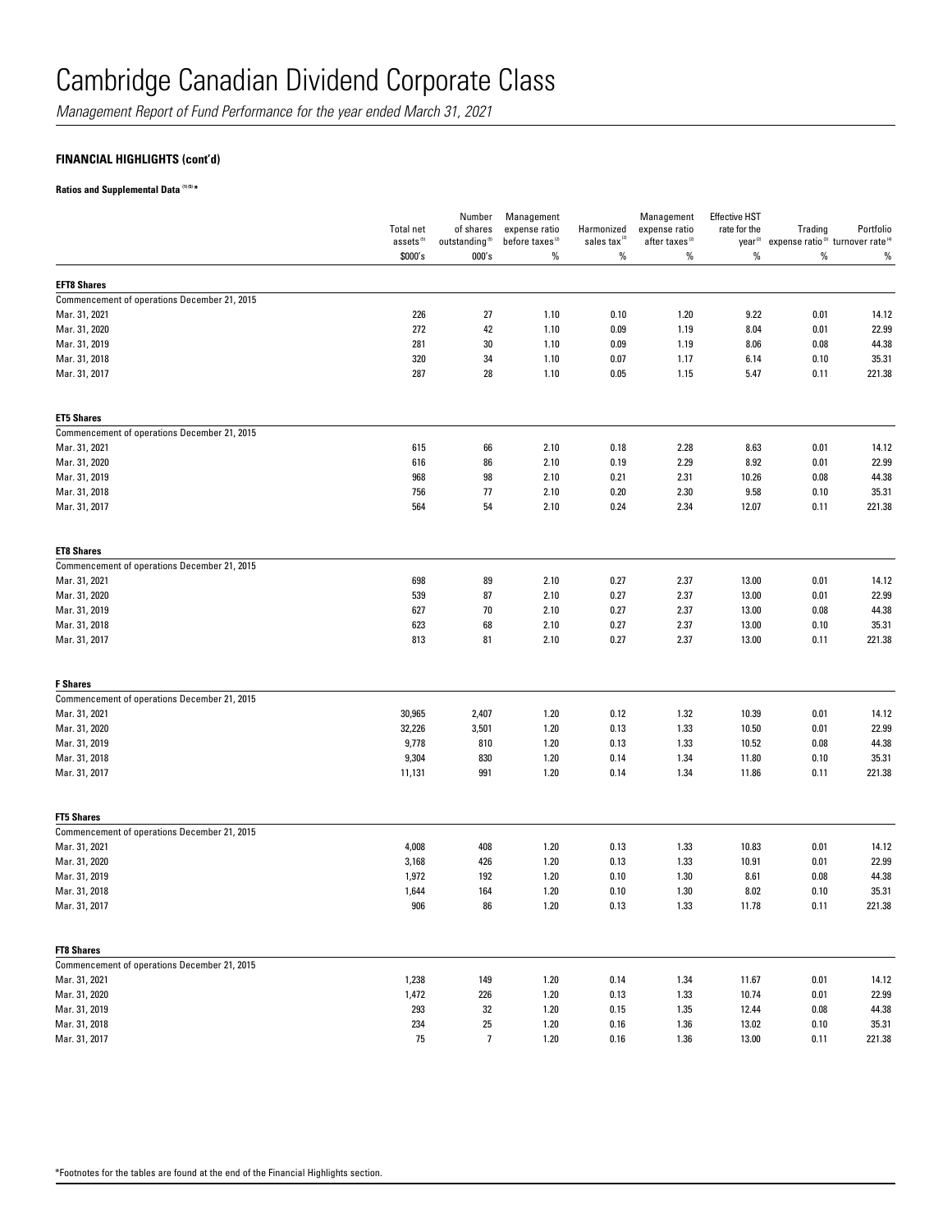# Cambridge Canadian Dividend Corporate Class

*Management Report of Fund Performance for the year ended March 31, 2021*

### FINANCIAL HIGHLIGHTS (cont'd)

**Ratios and Supplemental Data (1)(5) ***

| | Total net assets (5) | Number of shares outstanding (5) | Management expense ratio before taxes (2) | Harmonized sales tax (2) | Management expense ratio after taxes (2) | Effective HST rate for the year (2) | Trading expense ratio (3) | Portfolio turnover rate (4) |
|---|---|---|---|---|---|---|---|---|
| | $000's | 000's | % | % | % | % | % | % |
| **EFT8 Shares** | | | | | | | | |
| Commencement of operations December 21, 2015 | | | | | | | | |
| Mar. 31, 2021 | 226 | 27 | 1.10 | 0.10 | 1.20 | 9.22 | 0.01 | 14.12 |
| Mar. 31, 2020 | 272 | 42 | 1.10 | 0.09 | 1.19 | 8.04 | 0.01 | 22.99 |
| Mar. 31, 2019 | 281 | 30 | 1.10 | 0.09 | 1.19 | 8.06 | 0.08 | 44.38 |
| Mar. 31, 2018 | 320 | 34 | 1.10 | 0.07 | 1.17 | 6.14 | 0.10 | 35.31 |
| Mar. 31, 2017 | 287 | 28 | 1.10 | 0.05 | 1.15 | 5.47 | 0.11 | 221.38 |
| **ET5 Shares** | | | | | | | | |
| Commencement of operations December 21, 2015 | | | | | | | | |
| Mar. 31, 2021 | 615 | 66 | 2.10 | 0.18 | 2.28 | 8.63 | 0.01 | 14.12 |
| Mar. 31, 2020 | 616 | 86 | 2.10 | 0.19 | 2.29 | 8.92 | 0.01 | 22.99 |
| Mar. 31, 2019 | 968 | 98 | 2.10 | 0.21 | 2.31 | 10.26 | 0.08 | 44.38 |
| Mar. 31, 2018 | 756 | 77 | 2.10 | 0.20 | 2.30 | 9.58 | 0.10 | 35.31 |
| Mar. 31, 2017 | 564 | 54 | 2.10 | 0.24 | 2.34 | 12.07 | 0.11 | 221.38 |
| **ET8 Shares** | | | | | | | | |
| Commencement of operations December 21, 2015 | | | | | | | | |
| Mar. 31, 2021 | 698 | 89 | 2.10 | 0.27 | 2.37 | 13.00 | 0.01 | 14.12 |
| Mar. 31, 2020 | 539 | 87 | 2.10 | 0.27 | 2.37 | 13.00 | 0.01 | 22.99 |
| Mar. 31, 2019 | 627 | 70 | 2.10 | 0.27 | 2.37 | 13.00 | 0.08 | 44.38 |
| Mar. 31, 2018 | 623 | 68 | 2.10 | 0.27 | 2.37 | 13.00 | 0.10 | 35.31 |
| Mar. 31, 2017 | 813 | 81 | 2.10 | 0.27 | 2.37 | 13.00 | 0.11 | 221.38 |
| **F Shares** | | | | | | | | |
| Commencement of operations December 21, 2015 | | | | | | | | |
| Mar. 31, 2021 | 30,965 | 2,407 | 1.20 | 0.12 | 1.32 | 10.39 | 0.01 | 14.12 |
| Mar. 31, 2020 | 32,226 | 3,501 | 1.20 | 0.13 | 1.33 | 10.50 | 0.01 | 22.99 |
| Mar. 31, 2019 | 9,778 | 810 | 1.20 | 0.13 | 1.33 | 10.52 | 0.08 | 44.38 |
| Mar. 31, 2018 | 9,304 | 830 | 1.20 | 0.14 | 1.34 | 11.80 | 0.10 | 35.31 |
| Mar. 31, 2017 | 11,131 | 991 | 1.20 | 0.14 | 1.34 | 11.86 | 0.11 | 221.38 |
| **FT5 Shares** | | | | | | | | |
| Commencement of operations December 21, 2015 | | | | | | | | |
| Mar. 31, 2021 | 4,008 | 408 | 1.20 | 0.13 | 1.33 | 10.83 | 0.01 | 14.12 |
| Mar. 31, 2020 | 3,168 | 426 | 1.20 | 0.13 | 1.33 | 10.91 | 0.01 | 22.99 |
| Mar. 31, 2019 | 1,972 | 192 | 1.20 | 0.10 | 1.30 | 8.61 | 0.08 | 44.38 |
| Mar. 31, 2018 | 1,644 | 164 | 1.20 | 0.10 | 1.30 | 8.02 | 0.10 | 35.31 |
| Mar. 31, 2017 | 906 | 86 | 1.20 | 0.13 | 1.33 | 11.78 | 0.11 | 221.38 |
| **FT8 Shares** | | | | | | | | |
| Commencement of operations December 21, 2015 | | | | | | | | |
| Mar. 31, 2021 | 1,238 | 149 | 1.20 | 0.14 | 1.34 | 11.67 | 0.01 | 14.12 |
| Mar. 31, 2020 | 1,472 | 226 | 1.20 | 0.13 | 1.33 | 10.74 | 0.01 | 22.99 |
| Mar. 31, 2019 | 293 | 32 | 1.20 | 0.15 | 1.35 | 12.44 | 0.08 | 44.38 |
| Mar. 31, 2018 | 234 | 25 | 1.20 | 0.16 | 1.36 | 13.02 | 0.10 | 35.31 |
| Mar. 31, 2017 | 75 | 7 | 1.20 | 0.16 | 1.36 | 13.00 | 0.11 | 221.38 |

*Footnotes for the tables are found at the end of the Financial Highlights section.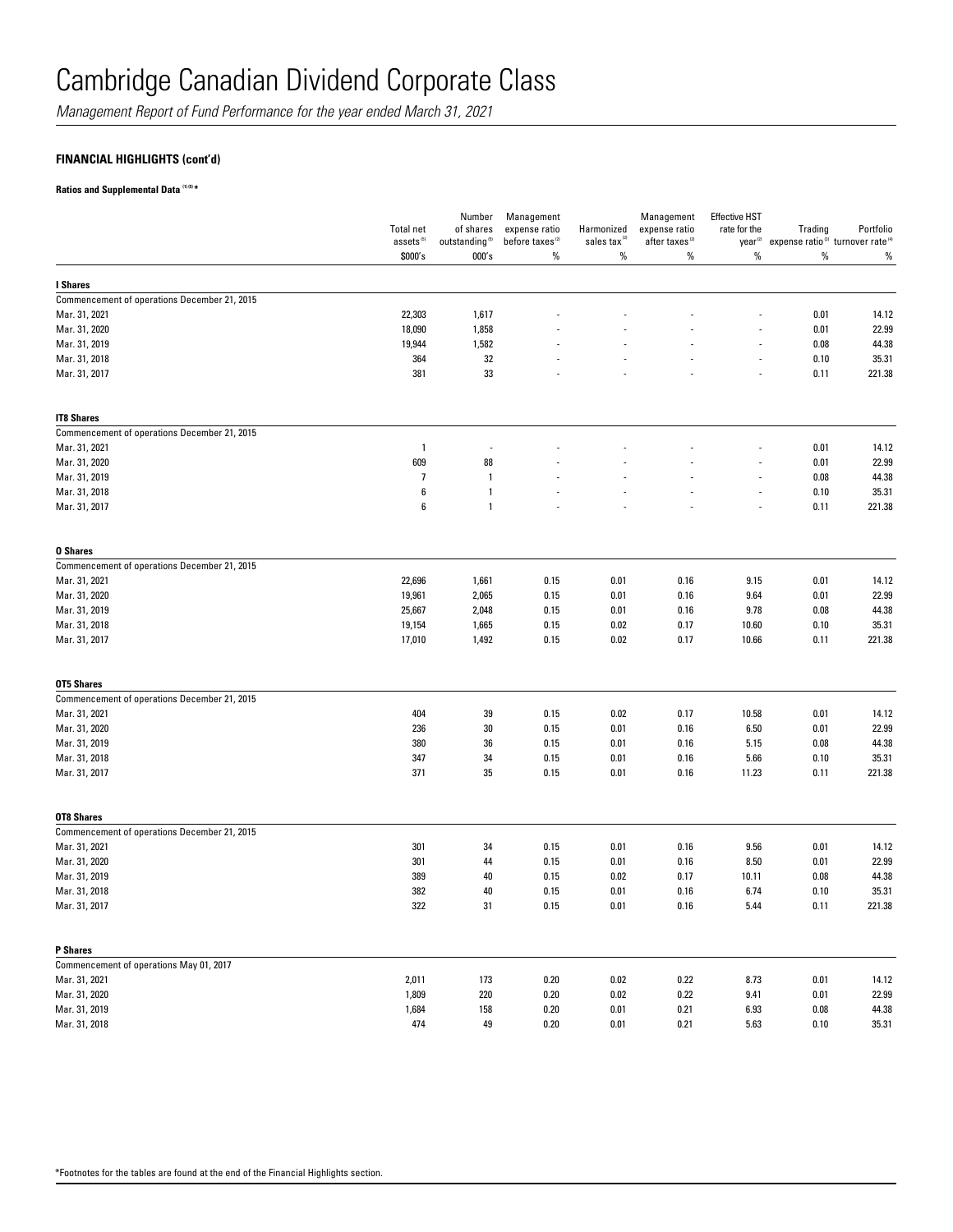# Cambridge Canadian Dividend Corporate Class

*Management Report of Fund Performance for the year ended March 31, 2021*

**FINANCIAL HIGHLIGHTS (cont'd)**

**Ratios and Supplemental Data (1)(5) ***

| | Total net assets (5) | Number of shares outstanding (5) | Management expense ratio before taxes (2) | Harmonized sales tax (2) | Management expense ratio after taxes (2) | Effective HST rate for the year (2) | Trading expense ratio (3) | Portfolio turnover rate (4) |
|---|---|---|---|---|---|---|---|---|
| | $000's | 000's | % | % | % | % | % | % |
| **I Shares** | | | | | | | | |
| Commencement of operations December 21, 2015 | | | | | | | | |
| Mar. 31, 2021 | 22,303 | 1,617 | - | - | - | - | 0.01 | 14.12 |
| Mar. 31, 2020 | 18,090 | 1,858 | - | - | - | - | 0.01 | 22.99 |
| Mar. 31, 2019 | 19,944 | 1,582 | - | - | - | - | 0.08 | 44.38 |
| Mar. 31, 2018 | 364 | 32 | - | - | - | - | 0.10 | 35.31 |
| Mar. 31, 2017 | 381 | 33 | - | - | - | - | 0.11 | 221.38 |
| **IT8 Shares** | | | | | | | | |
| Commencement of operations December 21, 2015 | | | | | | | | |
| Mar. 31, 2021 | 1 | - | - | - | - | - | 0.01 | 14.12 |
| Mar. 31, 2020 | 609 | 88 | - | - | - | - | 0.01 | 22.99 |
| Mar. 31, 2019 | 7 | 1 | - | - | - | - | 0.08 | 44.38 |
| Mar. 31, 2018 | 6 | 1 | - | - | - | - | 0.10 | 35.31 |
| Mar. 31, 2017 | 6 | 1 | - | - | - | - | 0.11 | 221.38 |
| **O Shares** | | | | | | | | |
| Commencement of operations December 21, 2015 | | | | | | | | |
| Mar. 31, 2021 | 22,696 | 1,661 | 0.15 | 0.01 | 0.16 | 9.15 | 0.01 | 14.12 |
| Mar. 31, 2020 | 19,961 | 2,065 | 0.15 | 0.01 | 0.16 | 9.64 | 0.01 | 22.99 |
| Mar. 31, 2019 | 25,667 | 2,048 | 0.15 | 0.01 | 0.16 | 9.78 | 0.08 | 44.38 |
| Mar. 31, 2018 | 19,154 | 1,665 | 0.15 | 0.02 | 0.17 | 10.60 | 0.10 | 35.31 |
| Mar. 31, 2017 | 17,010 | 1,492 | 0.15 | 0.02 | 0.17 | 10.66 | 0.11 | 221.38 |
| **OT5 Shares** | | | | | | | | |
| Commencement of operations December 21, 2015 | | | | | | | | |
| Mar. 31, 2021 | 404 | 39 | 0.15 | 0.02 | 0.17 | 10.58 | 0.01 | 14.12 |
| Mar. 31, 2020 | 236 | 30 | 0.15 | 0.01 | 0.16 | 6.50 | 0.01 | 22.99 |
| Mar. 31, 2019 | 380 | 36 | 0.15 | 0.01 | 0.16 | 5.15 | 0.08 | 44.38 |
| Mar. 31, 2018 | 347 | 34 | 0.15 | 0.01 | 0.16 | 5.66 | 0.10 | 35.31 |
| Mar. 31, 2017 | 371 | 35 | 0.15 | 0.01 | 0.16 | 11.23 | 0.11 | 221.38 |
| **OT8 Shares** | | | | | | | | |
| Commencement of operations December 21, 2015 | | | | | | | | |
| Mar. 31, 2021 | 301 | 34 | 0.15 | 0.01 | 0.16 | 9.56 | 0.01 | 14.12 |
| Mar. 31, 2020 | 301 | 44 | 0.15 | 0.01 | 0.16 | 8.50 | 0.01 | 22.99 |
| Mar. 31, 2019 | 389 | 40 | 0.15 | 0.02 | 0.17 | 10.11 | 0.08 | 44.38 |
| Mar. 31, 2018 | 382 | 40 | 0.15 | 0.01 | 0.16 | 6.74 | 0.10 | 35.31 |
| Mar. 31, 2017 | 322 | 31 | 0.15 | 0.01 | 0.16 | 5.44 | 0.11 | 221.38 |
| **P Shares** | | | | | | | | |
| Commencement of operations May 01, 2017 | | | | | | | | |
| Mar. 31, 2021 | 2,011 | 173 | 0.20 | 0.02 | 0.22 | 8.73 | 0.01 | 14.12 |
| Mar. 31, 2020 | 1,809 | 220 | 0.20 | 0.02 | 0.22 | 9.41 | 0.01 | 22.99 |
| Mar. 31, 2019 | 1,684 | 158 | 0.20 | 0.01 | 0.21 | 6.93 | 0.08 | 44.38 |
| Mar. 31, 2018 | 474 | 49 | 0.20 | 0.01 | 0.21 | 5.63 | 0.10 | 35.31 |

*Footnotes for the tables are found at the end of the Financial Highlights section.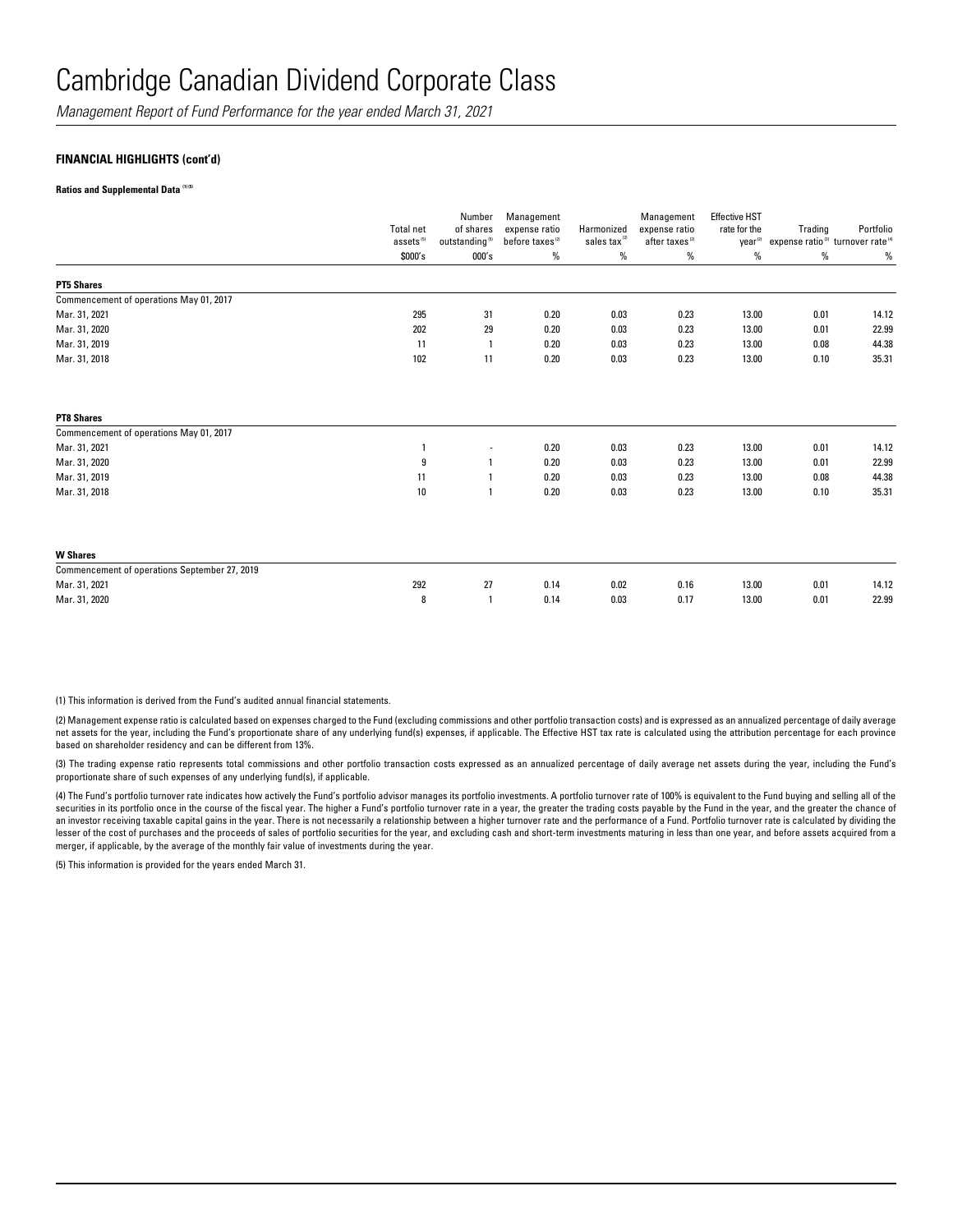# Cambridge Canadian Dividend Corporate Class

*Management Report of Fund Performance for the year ended March 31, 2021*

**FINANCIAL HIGHLIGHTS (cont'd)**

**Ratios and Supplemental Data [1][5]**

| | Total net assets [5] | Number of shares outstanding [5] | Management expense ratio before taxes [2] | Harmonized sales tax [2] | Management expense ratio after taxes [2] | Effective HST rate for the year [2] | Trading expense ratio [3] | Portfolio turnover rate [4] |
|---|---|---|---|---|---|---|---|---|
| | $000's | 000's | % | % | % | % | % | % |
| **PT5 Shares** | | | | | | | | |
| Commencement of operations May 01, 2017 | | | | | | | | |
| Mar. 31, 2021 | 295 | 31 | 0.20 | 0.03 | 0.23 | 13.00 | 0.01 | 14.12 |
| Mar. 31, 2020 | 202 | 29 | 0.20 | 0.03 | 0.23 | 13.00 | 0.01 | 22.99 |
| Mar. 31, 2019 | 11 | 1 | 0.20 | 0.03 | 0.23 | 13.00 | 0.08 | 44.38 |
| Mar. 31, 2018 | 102 | 11 | 0.20 | 0.03 | 0.23 | 13.00 | 0.10 | 35.31 |
| **PT8 Shares** | | | | | | | | |
| Commencement of operations May 01, 2017 | | | | | | | | |
| Mar. 31, 2021 | 1 | - | 0.20 | 0.03 | 0.23 | 13.00 | 0.01 | 14.12 |
| Mar. 31, 2020 | 9 | 1 | 0.20 | 0.03 | 0.23 | 13.00 | 0.01 | 22.99 |
| Mar. 31, 2019 | 11 | 1 | 0.20 | 0.03 | 0.23 | 13.00 | 0.08 | 44.38 |
| Mar. 31, 2018 | 10 | 1 | 0.20 | 0.03 | 0.23 | 13.00 | 0.10 | 35.31 |
| **W Shares** | | | | | | | | |
| Commencement of operations September 27, 2019 | | | | | | | | |
| Mar. 31, 2021 | 292 | 27 | 0.14 | 0.02 | 0.16 | 13.00 | 0.01 | 14.12 |
| Mar. 31, 2020 | 8 | 1 | 0.14 | 0.03 | 0.17 | 13.00 | 0.01 | 22.99 |

(1) This information is derived from the Fund's audited annual financial statements.

(2) Management expense ratio is calculated based on expenses charged to the Fund (excluding commissions and other portfolio transaction costs) and is expressed as an annualized percentage of daily average net assets for the year, including the Fund's proportionate share of any underlying fund(s) expenses, if applicable. The Effective HST tax rate is calculated using the attribution percentage for each province based on shareholder residency and can be different from 13%.

(3) The trading expense ratio represents total commissions and other portfolio transaction costs expressed as an annualized percentage of daily average net assets during the year, including the Fund's proportionate share of such expenses of any underlying fund(s), if applicable.

(4) The Fund's portfolio turnover rate indicates how actively the Fund's portfolio advisor manages its portfolio investments. A portfolio turnover rate of 100% is equivalent to the Fund buying and selling all of the securities in its portfolio once in the course of the fiscal year. The higher a Fund's portfolio turnover rate in a year, the greater the trading costs payable by the Fund in the year, and the greater the chance of an investor receiving taxable capital gains in the year. There is not necessarily a relationship between a higher turnover rate and the performance of a Fund. Portfolio turnover rate is calculated by dividing the lesser of the cost of purchases and the proceeds of sales of portfolio securities for the year, and excluding cash and short-term investments maturing in less than one year, and before assets acquired from a merger, if applicable, by the average of the monthly fair value of investments during the year.

(5) This information is provided for the years ended March 31.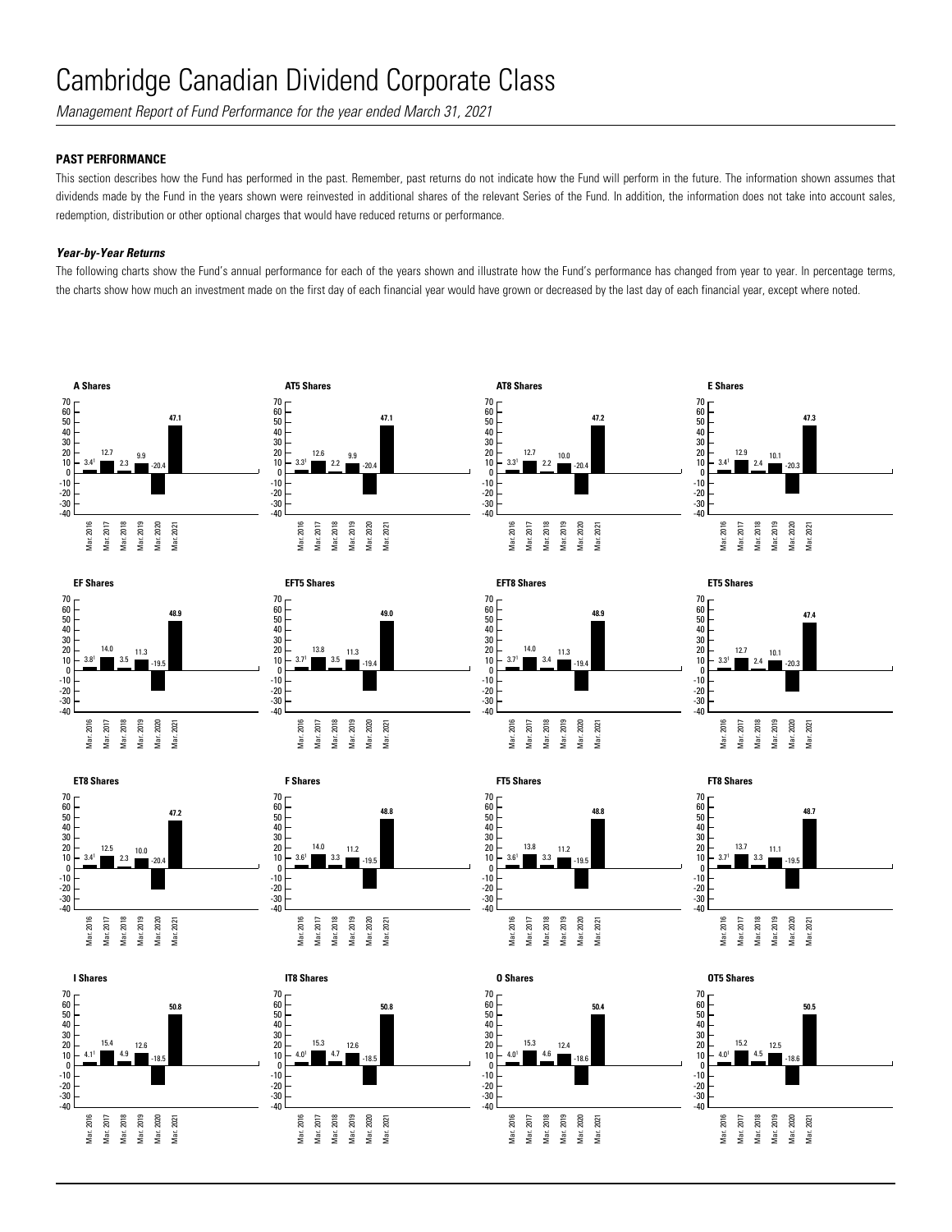# Cambridge Canadian Dividend Corporate Class

*Management Report of Fund Performance for the year ended March 31, 2021*

## PAST PERFORMANCE

This section describes how the Fund has performed in the past. Remember, past returns do not indicate how the Fund will perform in the future. The information shown assumes that dividends made by the Fund in the years shown were reinvested in additional shares of the relevant Series of the Fund. In addition, the information does not take into account sales, redemption, distribution or other optional charges that would have reduced returns or performance.

### *Year-by-Year Returns*

The following charts show the Fund's annual performance for each of the years shown and illustrate how the Fund's performance has changed from year to year. In percentage terms, the charts show how much an investment made on the first day of each financial year would have grown or decreased by the last day of each financial year, except where noted.

| Series | Mar. 2016 | Mar. 2017 | Mar. 2018 | Mar. 2019 | Mar. 2020 | Mar. 2021 |
|---|---|---|---|---|---|---|
| A Shares | 3.4[1] | 12.7 | 2.3 | 9.9 | -20.4 | 47.1 |
| AT5 Shares | 3.3[1] | 12.6 | 2.2 | 9.9 | -20.4 | 47.1 |
| AT8 Shares | 3.3[1] | 12.7 | 2.2 | 10.0 | -20.4 | 47.2 |
| E Shares | 3.4[1] | 12.9 | 2.4 | 10.1 | -20.3 | 47.3 |
| EF Shares | 3.8[1] | 14.0 | 3.5 | 11.3 | -19.5 | 48.9 |
| EFT5 Shares | 3.7[1] | 13.8 | 3.5 | 11.3 | -19.4 | 49.0 |
| EFT8 Shares | 3.7[1] | 14.0 | 3.4 | 11.3 | -19.4 | 48.9 |
| ET5 Shares | 3.3[1] | 12.7 | 2.4 | 10.1 | -20.3 | 47.4 |
| ET8 Shares | 3.4[1] | 12.5 | 2.3 | 10.0 | -20.4 | 47.2 |
| F Shares | 3.6[1] | 14.0 | 3.3 | 11.2 | -19.5 | 48.8 |
| FT5 Shares | 3.6[1] | 13.8 | 3.3 | 11.2 | -19.5 | 48.8 |
| FT8 Shares | 3.7[1] | 13.7 | 3.3 | 11.1 | -19.5 | 48.7 |
| I Shares | 4.1[1] | 15.4 | 4.9 | 12.6 | -18.5 | 50.8 |
| IT8 Shares | 4.0[1] | 15.3 | 4.7 | 12.6 | -18.5 | 50.8 |
| O Shares | 4.0[1] | 15.3 | 4.6 | 12.4 | -18.6 | 50.4 |
| OT5 Shares | 4.0[1] | 15.2 | 4.5 | 12.5 | -18.6 | 50.5 |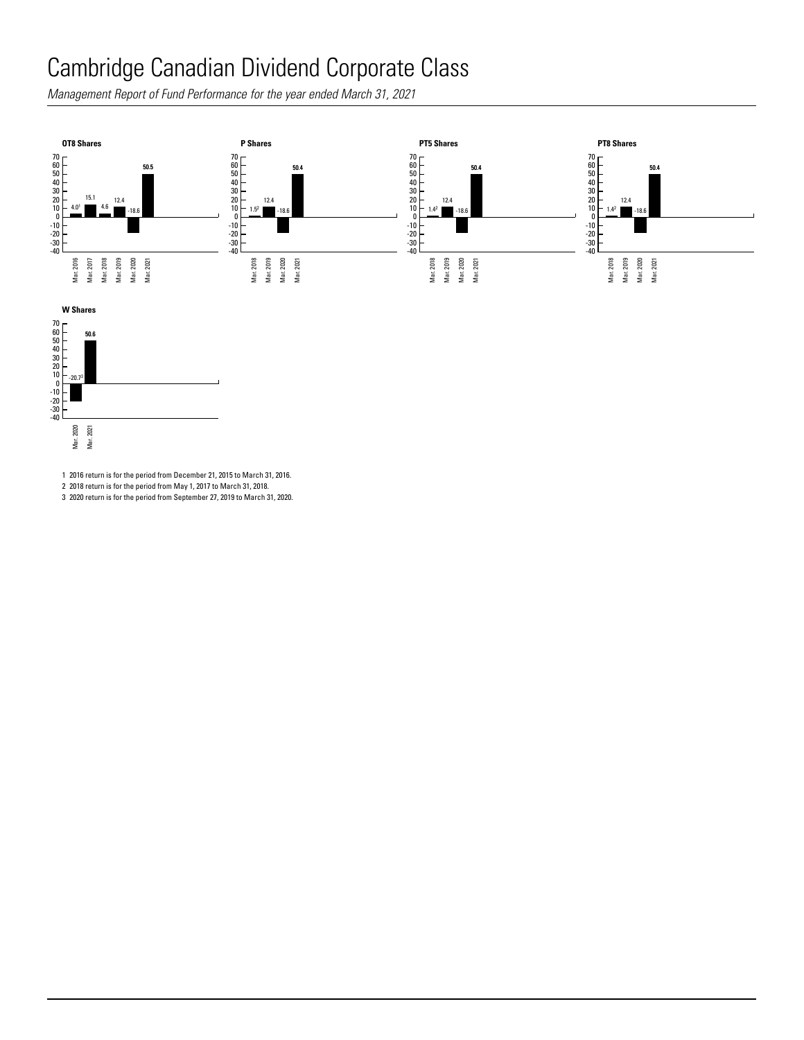# Cambridge Canadian Dividend Corporate Class

*Management Report of Fund Performance for the year ended March 31, 2021*

**OT8 Shares**

| Year | Return (%) |
|---|---|
| Mar. 2016 | 4.0[1] |
| Mar. 2017 | 15.1 |
| Mar. 2018 | 4.6 |
| Mar. 2019 | 12.4 |
| Mar. 2020 | -18.6 |
| Mar. 2021 | 50.5 |

**P Shares**

| Year | Return (%) |
|---|---|
| Mar. 2018 | 1.5[2] |
| Mar. 2019 | 12.4 |
| Mar. 2020 | -18.6 |
| Mar. 2021 | 50.4 |

**PT5 Shares**

| Year | Return (%) |
|---|---|
| Mar. 2018 | 1.4[2] |
| Mar. 2019 | 12.4 |
| Mar. 2020 | -18.6 |
| Mar. 2021 | 50.4 |

**PT8 Shares**

| Year | Return (%) |
|---|---|
| Mar. 2018 | 1.4[2] |
| Mar. 2019 | 12.4 |
| Mar. 2020 | -18.6 |
| Mar. 2021 | 50.4 |

**W Shares**

| Year | Return (%) |
|---|---|
| Mar. 2020 | -20.7[3] |
| Mar. 2021 | 50.6 |

1 2016 return is for the period from December 21, 2015 to March 31, 2016.

2 2018 return is for the period from May 1, 2017 to March 31, 2018.

3 2020 return is for the period from September 27, 2019 to March 31, 2020.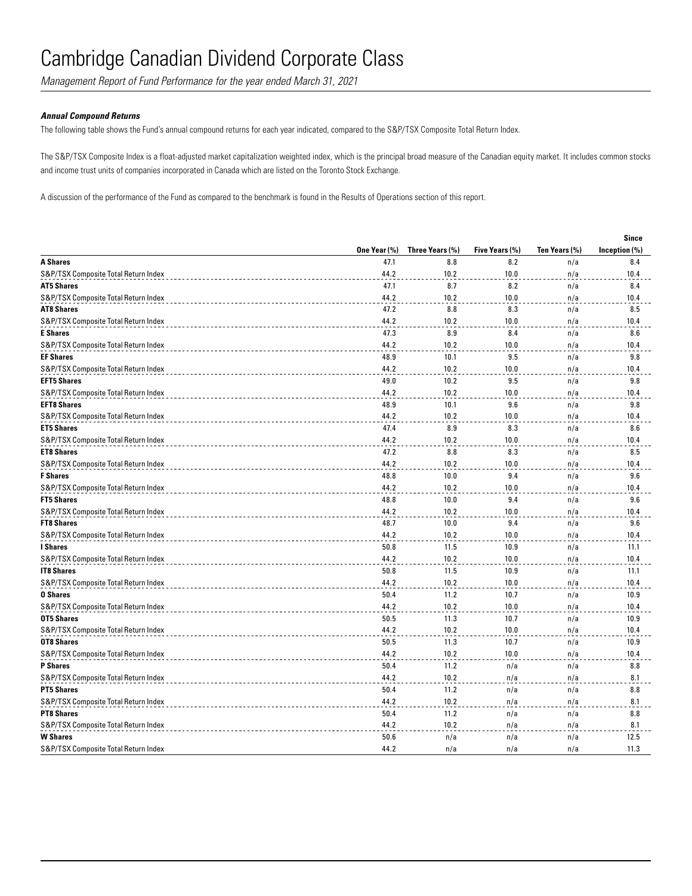# Cambridge Canadian Dividend Corporate Class

*Management Report of Fund Performance for the year ended March 31, 2021*

***Annual Compound Returns***

The following table shows the Fund's annual compound returns for each year indicated, compared to the S&P/TSX Composite Total Return Index.

The S&P/TSX Composite Index is a float-adjusted market capitalization weighted index, which is the principal broad measure of the Canadian equity market. It includes common stocks and income trust units of companies incorporated in Canada which are listed on the Toronto Stock Exchange.

A discussion of the performance of the Fund as compared to the benchmark is found in the Results of Operations section of this report.

| | One Year (%) | Three Years (%) | Five Years (%) | Ten Years (%) | Since Inception (%) |
|---|---|---|---|---|---|
| **A Shares** | 47.1 | 8.8 | 8.2 | n/a | 8.4 |
| S&P/TSX Composite Total Return Index | 44.2 | 10.2 | 10.0 | n/a | 10.4 |
| **AT5 Shares** | 47.1 | 8.7 | 8.2 | n/a | 8.4 |
| S&P/TSX Composite Total Return Index | 44.2 | 10.2 | 10.0 | n/a | 10.4 |
| **AT8 Shares** | 47.2 | 8.8 | 8.3 | n/a | 8.5 |
| S&P/TSX Composite Total Return Index | 44.2 | 10.2 | 10.0 | n/a | 10.4 |
| **E Shares** | 47.3 | 8.9 | 8.4 | n/a | 8.6 |
| S&P/TSX Composite Total Return Index | 44.2 | 10.2 | 10.0 | n/a | 10.4 |
| **EF Shares** | 48.9 | 10.1 | 9.5 | n/a | 9.8 |
| S&P/TSX Composite Total Return Index | 44.2 | 10.2 | 10.0 | n/a | 10.4 |
| **EFT5 Shares** | 49.0 | 10.2 | 9.5 | n/a | 9.8 |
| S&P/TSX Composite Total Return Index | 44.2 | 10.2 | 10.0 | n/a | 10.4 |
| **EFT8 Shares** | 48.9 | 10.1 | 9.6 | n/a | 9.8 |
| S&P/TSX Composite Total Return Index | 44.2 | 10.2 | 10.0 | n/a | 10.4 |
| **ET5 Shares** | 47.4 | 8.9 | 8.3 | n/a | 8.6 |
| S&P/TSX Composite Total Return Index | 44.2 | 10.2 | 10.0 | n/a | 10.4 |
| **ET8 Shares** | 47.2 | 8.8 | 8.3 | n/a | 8.5 |
| S&P/TSX Composite Total Return Index | 44.2 | 10.2 | 10.0 | n/a | 10.4 |
| **F Shares** | 48.8 | 10.0 | 9.4 | n/a | 9.6 |
| S&P/TSX Composite Total Return Index | 44.2 | 10.2 | 10.0 | n/a | 10.4 |
| **FT5 Shares** | 48.8 | 10.0 | 9.4 | n/a | 9.6 |
| S&P/TSX Composite Total Return Index | 44.2 | 10.2 | 10.0 | n/a | 10.4 |
| **FT8 Shares** | 48.7 | 10.0 | 9.4 | n/a | 9.6 |
| S&P/TSX Composite Total Return Index | 44.2 | 10.2 | 10.0 | n/a | 10.4 |
| **I Shares** | 50.8 | 11.5 | 10.9 | n/a | 11.1 |
| S&P/TSX Composite Total Return Index | 44.2 | 10.2 | 10.0 | n/a | 10.4 |
| **IT8 Shares** | 50.8 | 11.5 | 10.9 | n/a | 11.1 |
| S&P/TSX Composite Total Return Index | 44.2 | 10.2 | 10.0 | n/a | 10.4 |
| **O Shares** | 50.4 | 11.2 | 10.7 | n/a | 10.9 |
| S&P/TSX Composite Total Return Index | 44.2 | 10.2 | 10.0 | n/a | 10.4 |
| **OT5 Shares** | 50.5 | 11.3 | 10.7 | n/a | 10.9 |
| S&P/TSX Composite Total Return Index | 44.2 | 10.2 | 10.0 | n/a | 10.4 |
| **OT8 Shares** | 50.5 | 11.3 | 10.7 | n/a | 10.9 |
| S&P/TSX Composite Total Return Index | 44.2 | 10.2 | 10.0 | n/a | 10.4 |
| **P Shares** | 50.4 | 11.2 | n/a | n/a | 8.8 |
| S&P/TSX Composite Total Return Index | 44.2 | 10.2 | n/a | n/a | 8.1 |
| **PT5 Shares** | 50.4 | 11.2 | n/a | n/a | 8.8 |
| S&P/TSX Composite Total Return Index | 44.2 | 10.2 | n/a | n/a | 8.1 |
| **PT8 Shares** | 50.4 | 11.2 | n/a | n/a | 8.8 |
| S&P/TSX Composite Total Return Index | 44.2 | 10.2 | n/a | n/a | 8.1 |
| **W Shares** | 50.6 | n/a | n/a | n/a | 12.5 |
| S&P/TSX Composite Total Return Index | 44.2 | n/a | n/a | n/a | 11.3 |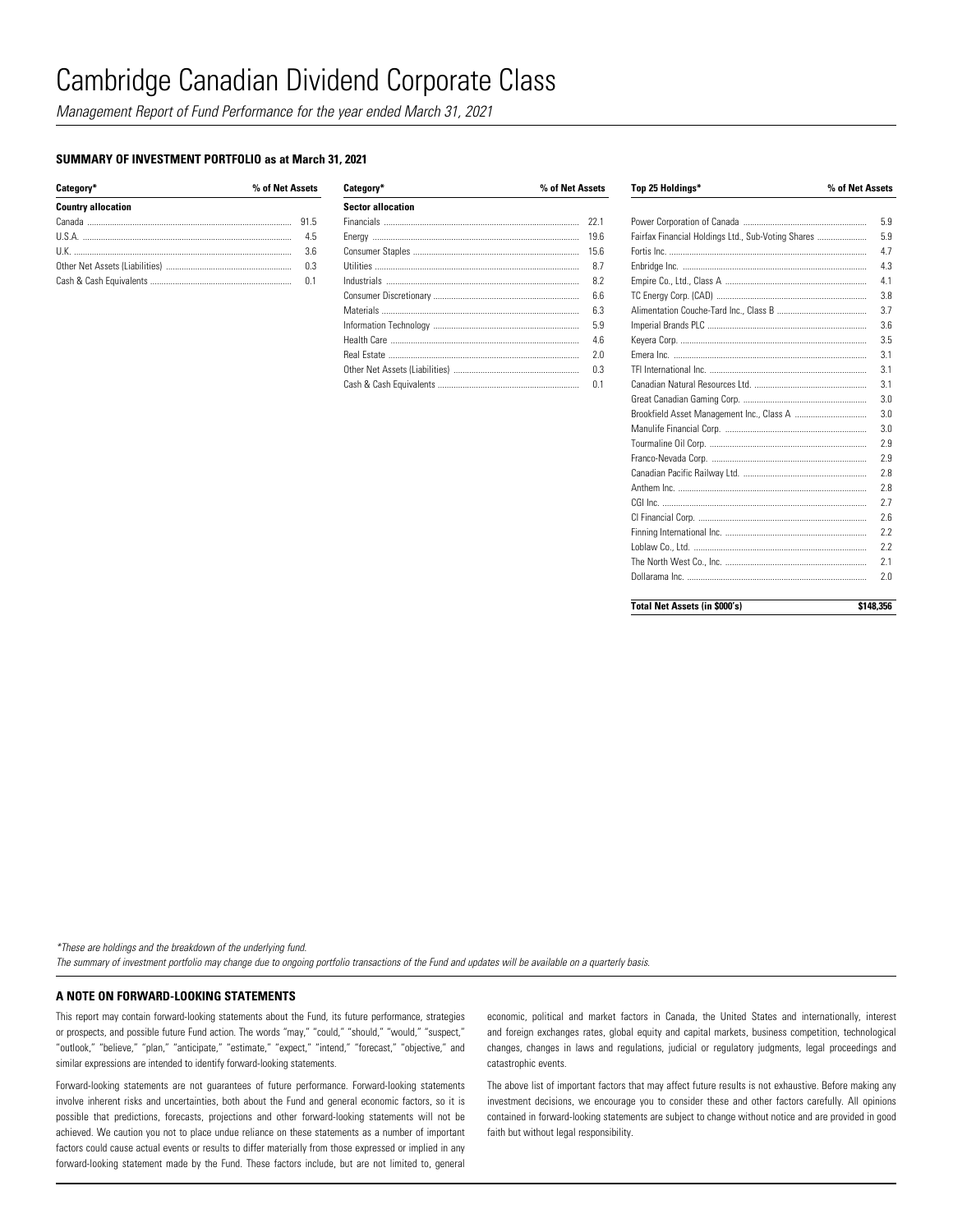# Cambridge Canadian Dividend Corporate Class

*Management Report of Fund Performance for the year ended March 31, 2021*

## SUMMARY OF INVESTMENT PORTFOLIO as at March 31, 2021

| Category* | % of Net Assets |
|---|---|
| **Country allocation** | |
| Canada | 91.5 |
| U.S.A. | 4.5 |
| U.K. | 3.6 |
| Other Net Assets (Liabilities) | 0.3 |
| Cash & Cash Equivalents | 0.1 |

| Category* | % of Net Assets |
|---|---|
| **Sector allocation** | |
| Financials | 22.1 |
| Energy | 19.6 |
| Consumer Staples | 15.6 |
| Utilities | 8.7 |
| Industrials | 8.2 |
| Consumer Discretionary | 6.6 |
| Materials | 6.3 |
| Information Technology | 5.9 |
| Health Care | 4.6 |
| Real Estate | 2.0 |
| Other Net Assets (Liabilities) | 0.3 |
| Cash & Cash Equivalents | 0.1 |

| Top 25 Holdings* | % of Net Assets |
|---|---|
| Power Corporation of Canada | 5.9 |
| Fairfax Financial Holdings Ltd., Sub-Voting Shares | 5.9 |
| Fortis Inc. | 4.7 |
| Enbridge Inc. | 4.3 |
| Empire Co., Ltd., Class A | 4.1 |
| TC Energy Corp. (CAD) | 3.8 |
| Alimentation Couche-Tard Inc., Class B | 3.7 |
| Imperial Brands PLC | 3.6 |
| Keyera Corp. | 3.5 |
| Emera Inc. | 3.1 |
| TFI International Inc. | 3.1 |
| Canadian Natural Resources Ltd. | 3.1 |
| Great Canadian Gaming Corp. | 3.0 |
| Brookfield Asset Management Inc., Class A | 3.0 |
| Manulife Financial Corp. | 3.0 |
| Tourmaline Oil Corp. | 2.9 |
| Franco-Nevada Corp. | 2.9 |
| Canadian Pacific Railway Ltd. | 2.8 |
| Anthem Inc. | 2.8 |
| CGI Inc. | 2.7 |
| CI Financial Corp. | 2.6 |
| Finning International Inc. | 2.2 |
| Loblaw Co., Ltd. | 2.2 |
| The North West Co., Inc. | 2.1 |
| Dollarama Inc. | 2.0 |
| **Total Net Assets (in $000's)** | **$148,356** |

*These are holdings and the breakdown of the underlying fund.*
*The summary of investment portfolio may change due to ongoing portfolio transactions of the Fund and updates will be available on a quarterly basis.*

## A NOTE ON FORWARD-LOOKING STATEMENTS

This report may contain forward-looking statements about the Fund, its future performance, strategies or prospects, and possible future Fund action. The words "may," "could," "should," "would," "suspect," "outlook," "believe," "plan," "anticipate," "estimate," "expect," "intend," "forecast," "objective," and similar expressions are intended to identify forward-looking statements.

Forward-looking statements are not guarantees of future performance. Forward-looking statements involve inherent risks and uncertainties, both about the Fund and general economic factors, so it is possible that predictions, forecasts, projections and other forward-looking statements will not be achieved. We caution you not to place undue reliance on these statements as a number of important factors could cause actual events or results to differ materially from those expressed or implied in any forward-looking statement made by the Fund. These factors include, but are not limited to, general economic, political and market factors in Canada, the United States and internationally, interest and foreign exchanges rates, global equity and capital markets, business competition, technological changes, changes in laws and regulations, judicial or regulatory judgments, legal proceedings and catastrophic events.

The above list of important factors that may affect future results is not exhaustive. Before making any investment decisions, we encourage you to consider these and other factors carefully. All opinions contained in forward-looking statements are subject to change without notice and are provided in good faith but without legal responsibility.